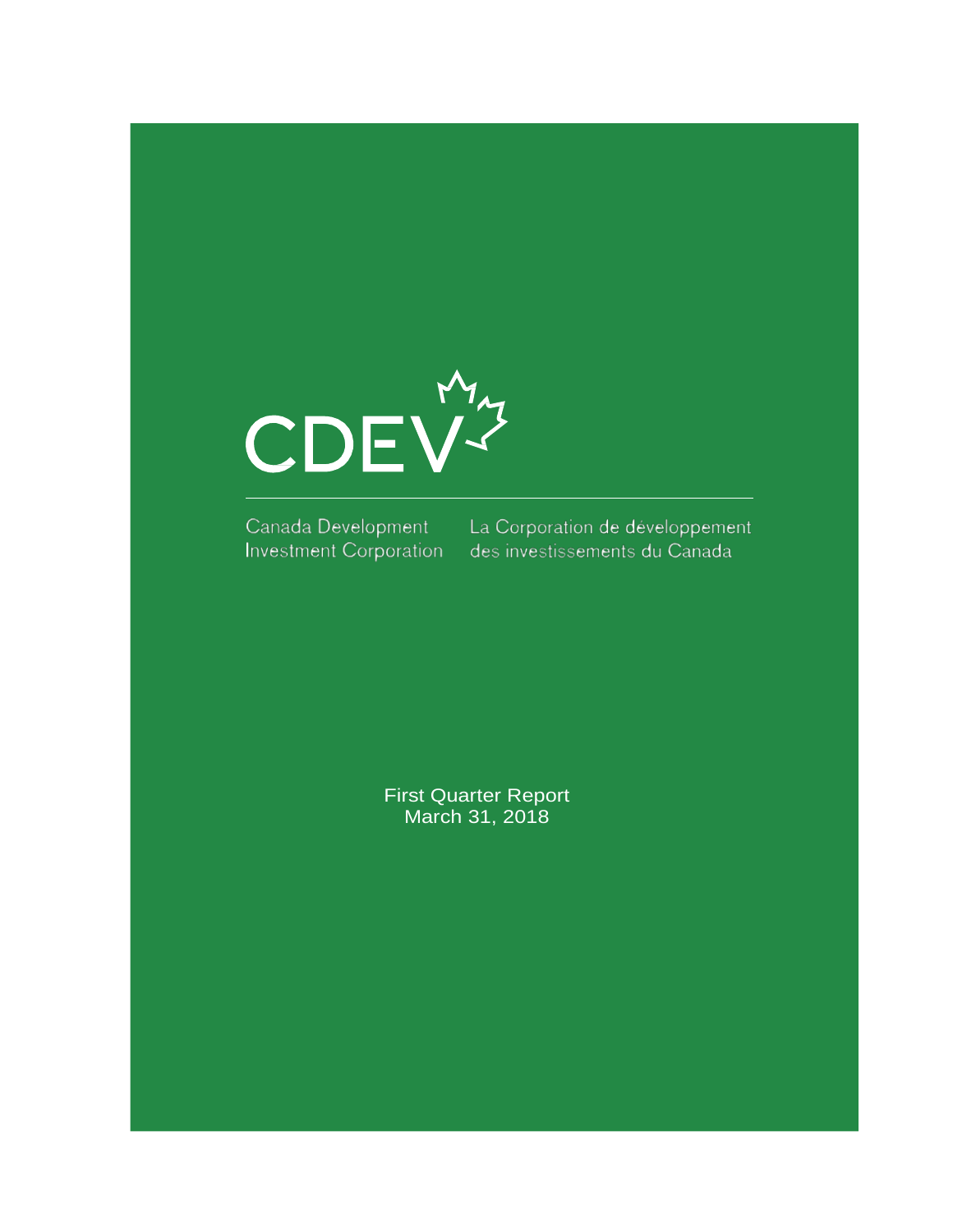CDEV

Canada Development Investment Corporation

La Corporation de développement des investissements du Canada

First Quarter Report
March 31, 2018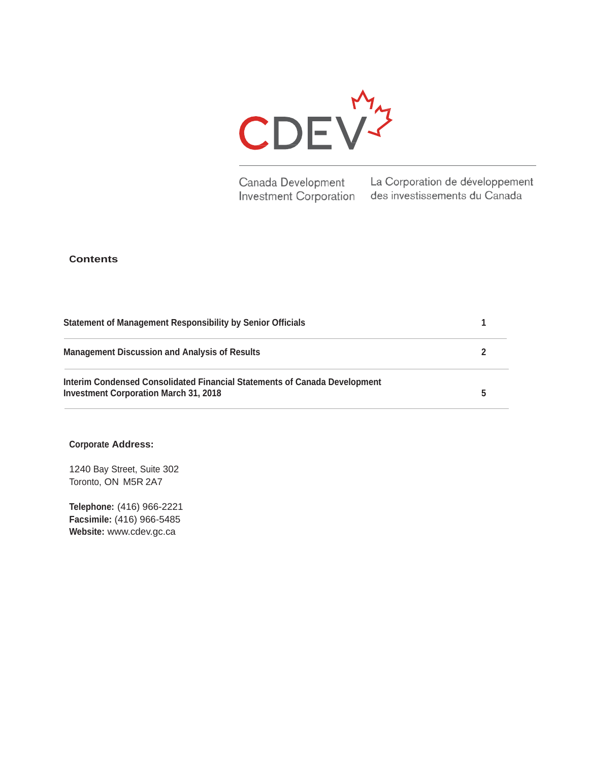CDEV

Canada Development Investment Corporation

La Corporation de développement des investissements du Canada

## Contents

| | |
|---|---|
| **Statement of Management Responsibility by Senior Officials** | **1** |
| **Management Discussion and Analysis of Results** | **2** |
| **Interim Condensed Consolidated Financial Statements of Canada Development Investment Corporation March 31, 2018** | **5** |

**Corporate Address:**

1240 Bay Street, Suite 302
Toronto, ON M5R 2A7

**Telephone:** (416) 966-2221
**Facsimile:** (416) 966-5485
**Website:** www.cdev.gc.ca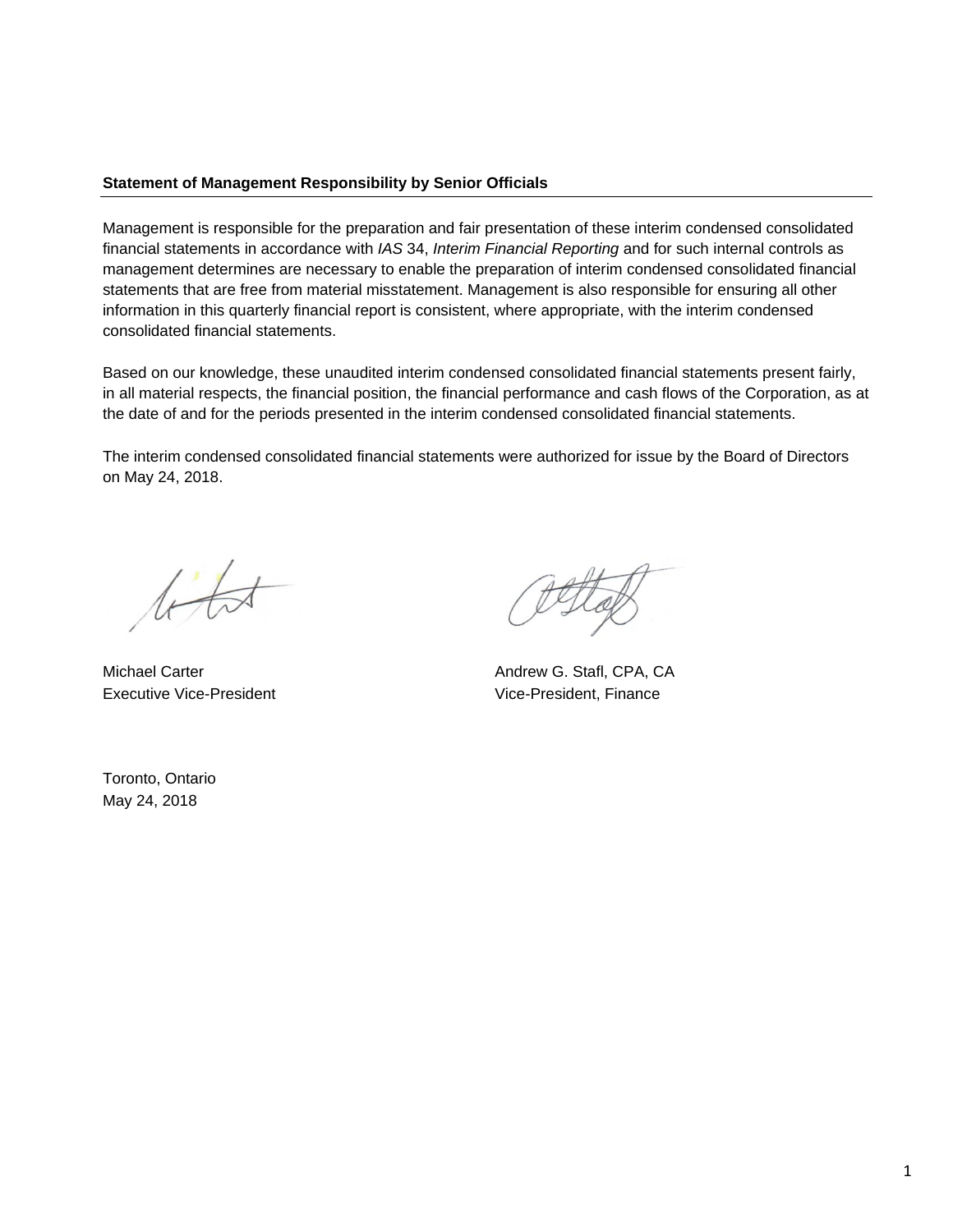**Statement of Management Responsibility by Senior Officials**

Management is responsible for the preparation and fair presentation of these interim condensed consolidated financial statements in accordance with *IAS* 34, *Interim Financial Reporting* and for such internal controls as management determines are necessary to enable the preparation of interim condensed consolidated financial statements that are free from material misstatement. Management is also responsible for ensuring all other information in this quarterly financial report is consistent, where appropriate, with the interim condensed consolidated financial statements.

Based on our knowledge, these unaudited interim condensed consolidated financial statements present fairly, in all material respects, the financial position, the financial performance and cash flows of the Corporation, as at the date of and for the periods presented in the interim condensed consolidated financial statements.

The interim condensed consolidated financial statements were authorized for issue by the Board of Directors on May 24, 2018.

Michael Carter
Executive Vice-President

Andrew G. Stafl, CPA, CA
Vice-President, Finance

Toronto, Ontario
May 24, 2018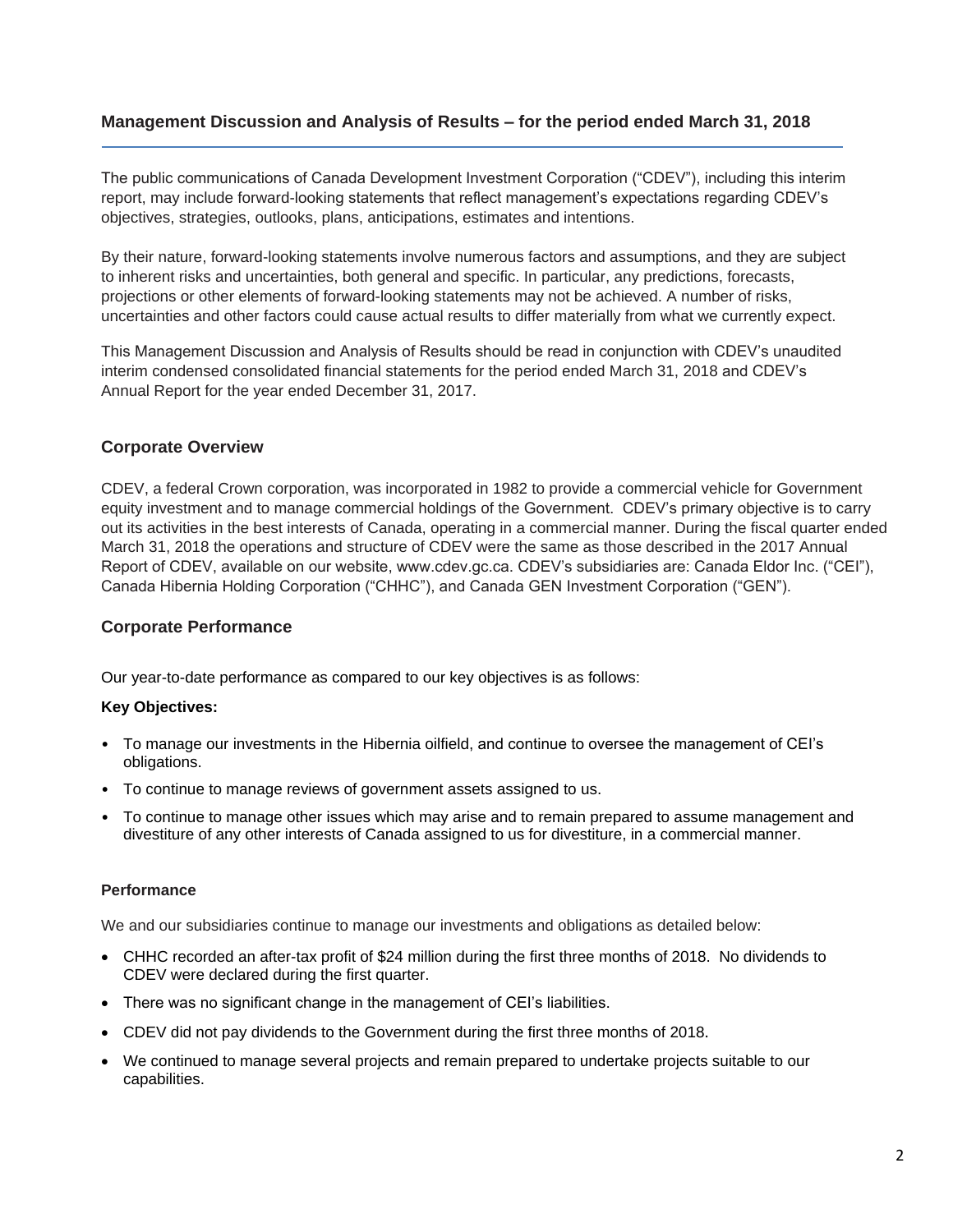## Management Discussion and Analysis of Results – for the period ended March 31, 2018

The public communications of Canada Development Investment Corporation ("CDEV"), including this interim report, may include forward-looking statements that reflect management's expectations regarding CDEV's objectives, strategies, outlooks, plans, anticipations, estimates and intentions.

By their nature, forward-looking statements involve numerous factors and assumptions, and they are subject to inherent risks and uncertainties, both general and specific. In particular, any predictions, forecasts, projections or other elements of forward-looking statements may not be achieved. A number of risks, uncertainties and other factors could cause actual results to differ materially from what we currently expect.

This Management Discussion and Analysis of Results should be read in conjunction with CDEV's unaudited interim condensed consolidated financial statements for the period ended March 31, 2018 and CDEV's Annual Report for the year ended December 31, 2017.

### Corporate Overview

CDEV, a federal Crown corporation, was incorporated in 1982 to provide a commercial vehicle for Government equity investment and to manage commercial holdings of the Government. CDEV's primary objective is to carry out its activities in the best interests of Canada, operating in a commercial manner. During the fiscal quarter ended March 31, 2018 the operations and structure of CDEV were the same as those described in the 2017 Annual Report of CDEV, available on our website, www.cdev.gc.ca. CDEV's subsidiaries are: Canada Eldor Inc. ("CEI"), Canada Hibernia Holding Corporation ("CHHC"), and Canada GEN Investment Corporation ("GEN").

### Corporate Performance

Our year-to-date performance as compared to our key objectives is as follows:

**Key Objectives:**

- To manage our investments in the Hibernia oilfield, and continue to oversee the management of CEI's obligations.
- To continue to manage reviews of government assets assigned to us.
- To continue to manage other issues which may arise and to remain prepared to assume management and divestiture of any other interests of Canada assigned to us for divestiture, in a commercial manner.

**Performance**

We and our subsidiaries continue to manage our investments and obligations as detailed below:

- CHHC recorded an after-tax profit of $24 million during the first three months of 2018. No dividends to CDEV were declared during the first quarter.
- There was no significant change in the management of CEI's liabilities.
- CDEV did not pay dividends to the Government during the first three months of 2018.
- We continued to manage several projects and remain prepared to undertake projects suitable to our capabilities.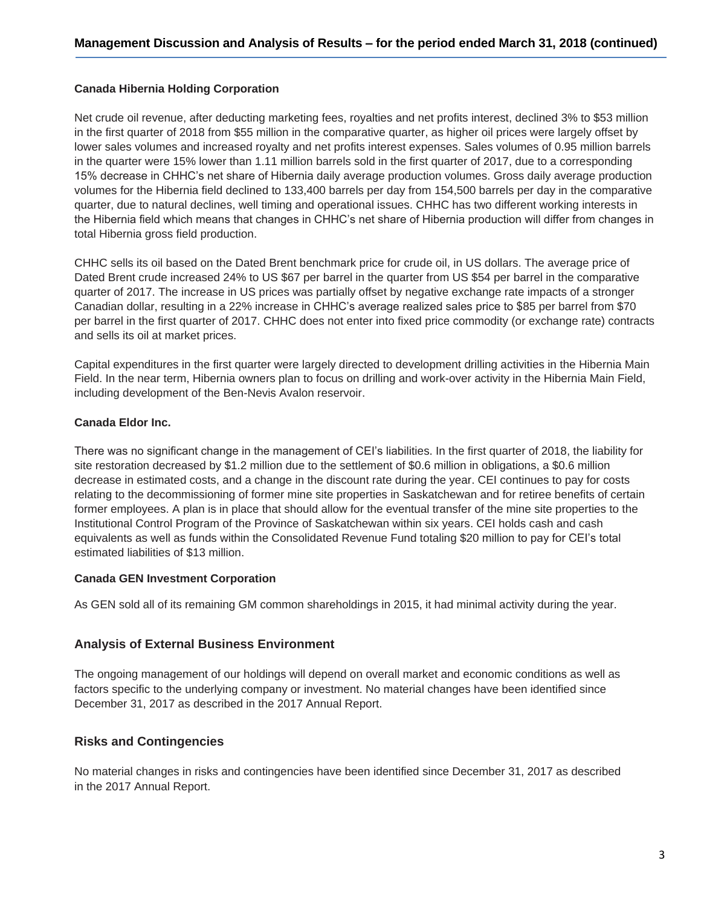### Canada Hibernia Holding Corporation

Net crude oil revenue, after deducting marketing fees, royalties and net profits interest, declined 3% to $53 million in the first quarter of 2018 from $55 million in the comparative quarter, as higher oil prices were largely offset by lower sales volumes and increased royalty and net profits interest expenses. Sales volumes of 0.95 million barrels in the quarter were 15% lower than 1.11 million barrels sold in the first quarter of 2017, due to a corresponding 15% decrease in CHHC's net share of Hibernia daily average production volumes. Gross daily average production volumes for the Hibernia field declined to 133,400 barrels per day from 154,500 barrels per day in the comparative quarter, due to natural declines, well timing and operational issues. CHHC has two different working interests in the Hibernia field which means that changes in CHHC's net share of Hibernia production will differ from changes in total Hibernia gross field production.

CHHC sells its oil based on the Dated Brent benchmark price for crude oil, in US dollars. The average price of Dated Brent crude increased 24% to US $67 per barrel in the quarter from US $54 per barrel in the comparative quarter of 2017. The increase in US prices was partially offset by negative exchange rate impacts of a stronger Canadian dollar, resulting in a 22% increase in CHHC's average realized sales price to $85 per barrel from $70 per barrel in the first quarter of 2017. CHHC does not enter into fixed price commodity (or exchange rate) contracts and sells its oil at market prices.

Capital expenditures in the first quarter were largely directed to development drilling activities in the Hibernia Main Field. In the near term, Hibernia owners plan to focus on drilling and work-over activity in the Hibernia Main Field, including development of the Ben-Nevis Avalon reservoir.

### Canada Eldor Inc.

There was no significant change in the management of CEI's liabilities. In the first quarter of 2018, the liability for site restoration decreased by $1.2 million due to the settlement of $0.6 million in obligations, a $0.6 million decrease in estimated costs, and a change in the discount rate during the year. CEI continues to pay for costs relating to the decommissioning of former mine site properties in Saskatchewan and for retiree benefits of certain former employees. A plan is in place that should allow for the eventual transfer of the mine site properties to the Institutional Control Program of the Province of Saskatchewan within six years. CEI holds cash and cash equivalents as well as funds within the Consolidated Revenue Fund totaling $20 million to pay for CEI's total estimated liabilities of $13 million.

### Canada GEN Investment Corporation

As GEN sold all of its remaining GM common shareholdings in 2015, it had minimal activity during the year.

## Analysis of External Business Environment

The ongoing management of our holdings will depend on overall market and economic conditions as well as factors specific to the underlying company or investment. No material changes have been identified since December 31, 2017 as described in the 2017 Annual Report.

## Risks and Contingencies

No material changes in risks and contingencies have been identified since December 31, 2017 as described in the 2017 Annual Report.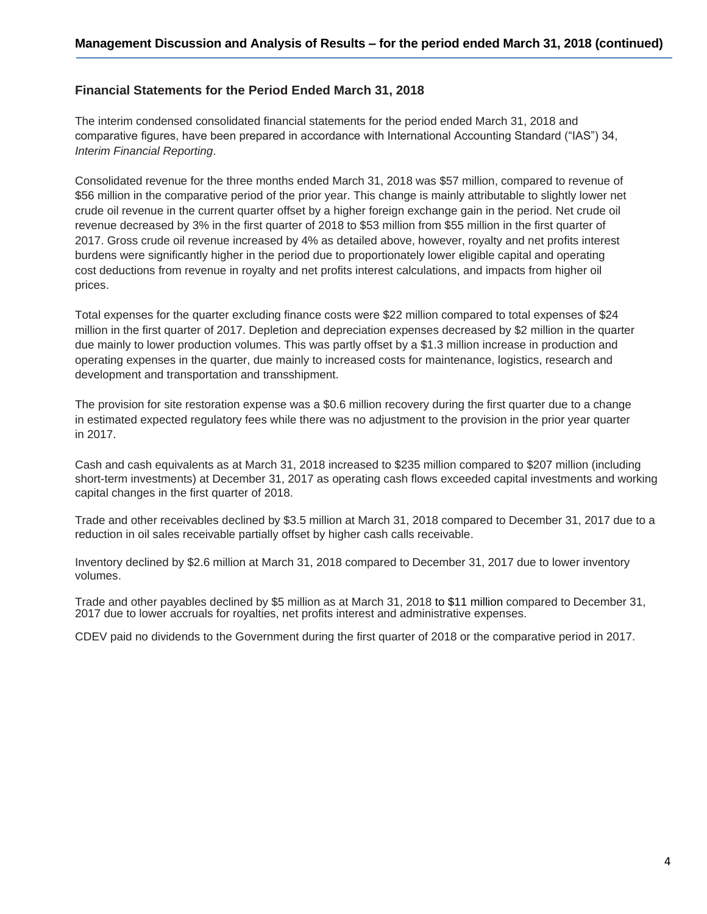## Financial Statements for the Period Ended March 31, 2018

The interim condensed consolidated financial statements for the period ended March 31, 2018 and comparative figures, have been prepared in accordance with International Accounting Standard ("IAS") 34, *Interim Financial Reporting*.

Consolidated revenue for the three months ended March 31, 2018 was $57 million, compared to revenue of $56 million in the comparative period of the prior year. This change is mainly attributable to slightly lower net crude oil revenue in the current quarter offset by a higher foreign exchange gain in the period. Net crude oil revenue decreased by 3% in the first quarter of 2018 to $53 million from $55 million in the first quarter of 2017. Gross crude oil revenue increased by 4% as detailed above, however, royalty and net profits interest burdens were significantly higher in the period due to proportionately lower eligible capital and operating cost deductions from revenue in royalty and net profits interest calculations, and impacts from higher oil prices.

Total expenses for the quarter excluding finance costs were $22 million compared to total expenses of $24 million in the first quarter of 2017. Depletion and depreciation expenses decreased by $2 million in the quarter due mainly to lower production volumes. This was partly offset by a $1.3 million increase in production and operating expenses in the quarter, due mainly to increased costs for maintenance, logistics, research and development and transportation and transshipment.

The provision for site restoration expense was a $0.6 million recovery during the first quarter due to a change in estimated expected regulatory fees while there was no adjustment to the provision in the prior year quarter in 2017.

Cash and cash equivalents as at March 31, 2018 increased to $235 million compared to $207 million (including short-term investments) at December 31, 2017 as operating cash flows exceeded capital investments and working capital changes in the first quarter of 2018.

Trade and other receivables declined by $3.5 million at March 31, 2018 compared to December 31, 2017 due to a reduction in oil sales receivable partially offset by higher cash calls receivable.

Inventory declined by $2.6 million at March 31, 2018 compared to December 31, 2017 due to lower inventory volumes.

Trade and other payables declined by $5 million as at March 31, 2018 to $11 million compared to December 31, 2017 due to lower accruals for royalties, net profits interest and administrative expenses.

CDEV paid no dividends to the Government during the first quarter of 2018 or the comparative period in 2017.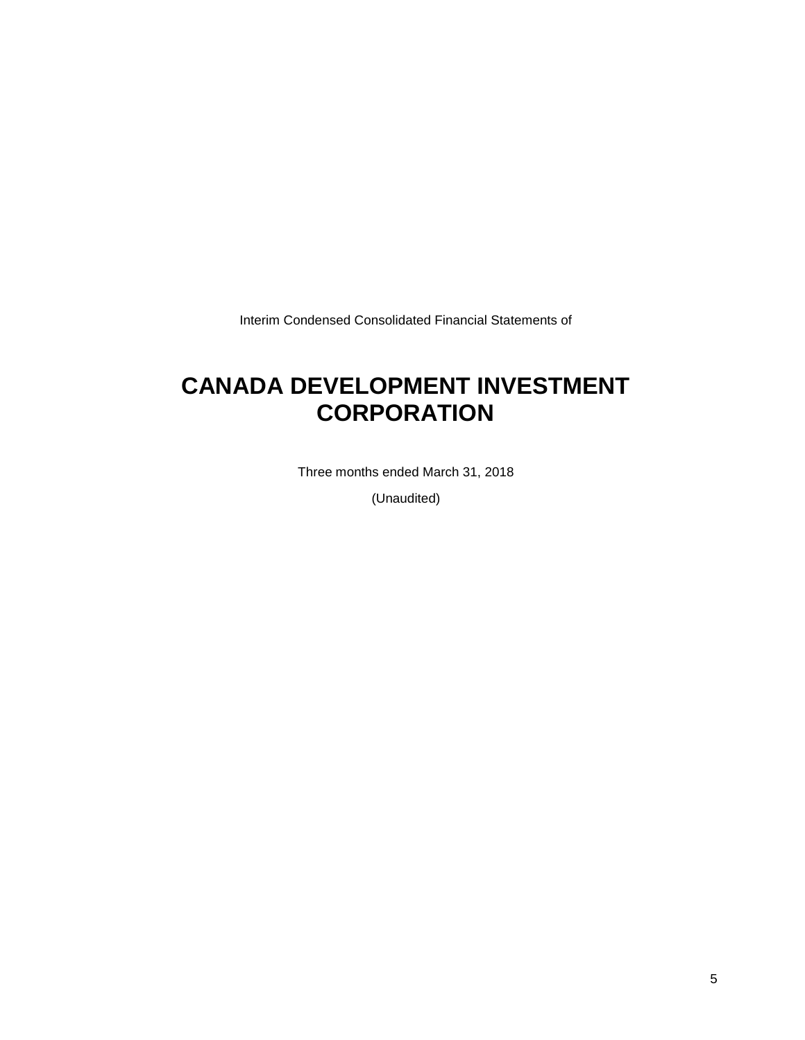Interim Condensed Consolidated Financial Statements of

# CANADA DEVELOPMENT INVESTMENT CORPORATION

Three months ended March 31, 2018

(Unaudited)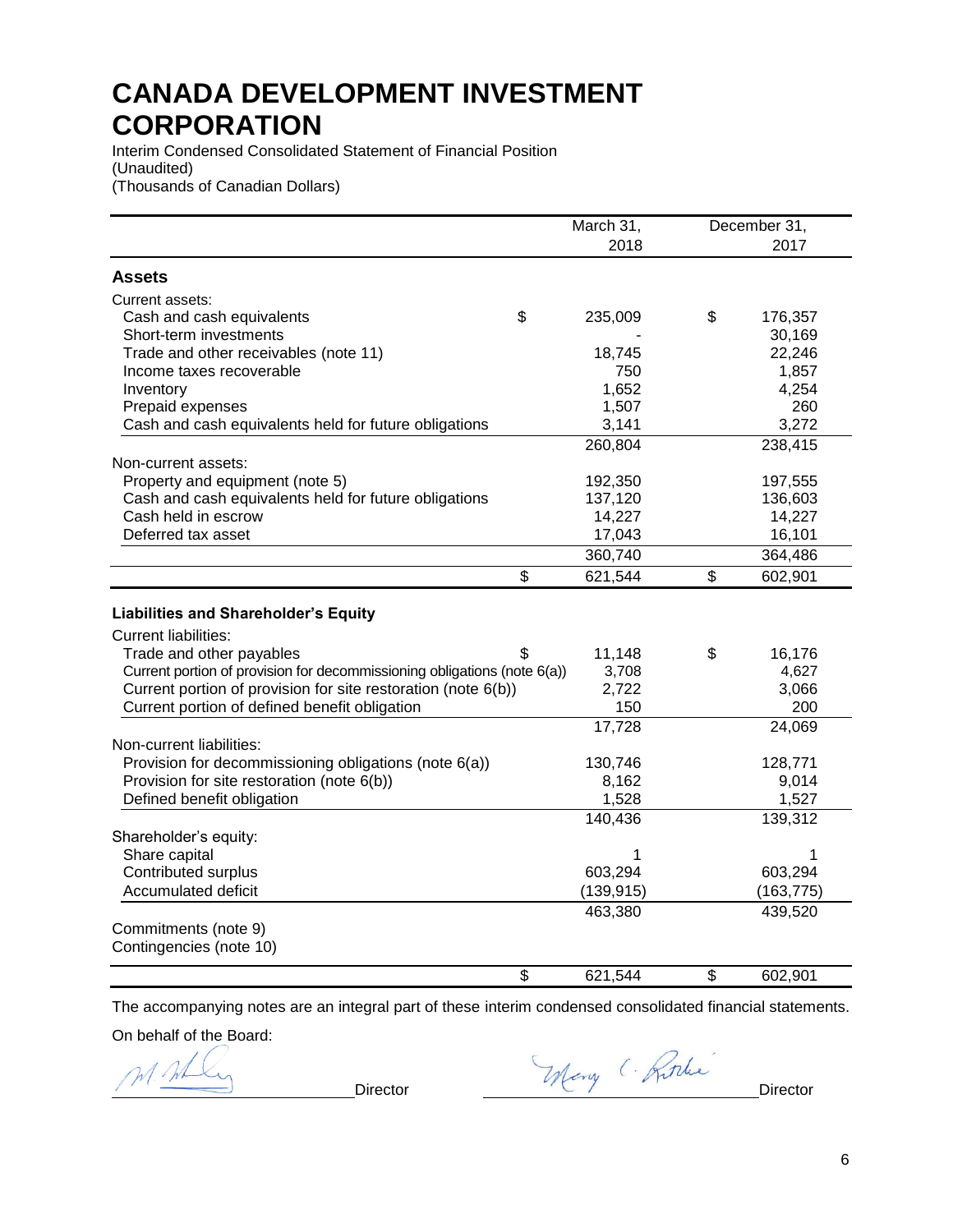# CANADA DEVELOPMENT INVESTMENT CORPORATION

Interim Condensed Consolidated Statement of Financial Position
(Unaudited)
(Thousands of Canadian Dollars)

| | March 31, 2018 | December 31, 2017 |
|---|---|---|
| **Assets** | | |
| Current assets: | | |
| Cash and cash equivalents | $ 235,009 | $ 176,357 |
| Short-term investments | - | 30,169 |
| Trade and other receivables (note 11) | 18,745 | 22,246 |
| Income taxes recoverable | 750 | 1,857 |
| Inventory | 1,652 | 4,254 |
| Prepaid expenses | 1,507 | 260 |
| Cash and cash equivalents held for future obligations | 3,141 | 3,272 |
| | 260,804 | 238,415 |
| Non-current assets: | | |
| Property and equipment (note 5) | 192,350 | 197,555 |
| Cash and cash equivalents held for future obligations | 137,120 | 136,603 |
| Cash held in escrow | 14,227 | 14,227 |
| Deferred tax asset | 17,043 | 16,101 |
| | 360,740 | 364,486 |
| | $ 621,544 | $ 602,901 |
| **Liabilities and Shareholder's Equity** | | |
| Current liabilities: | | |
| Trade and other payables | $ 11,148 | $ 16,176 |
| Current portion of provision for decommissioning obligations (note 6(a)) | 3,708 | 4,627 |
| Current portion of provision for site restoration (note 6(b)) | 2,722 | 3,066 |
| Current portion of defined benefit obligation | 150 | 200 |
| | 17,728 | 24,069 |
| Non-current liabilities: | | |
| Provision for decommissioning obligations (note 6(a)) | 130,746 | 128,771 |
| Provision for site restoration (note 6(b)) | 8,162 | 9,014 |
| Defined benefit obligation | 1,528 | 1,527 |
| | 140,436 | 139,312 |
| Shareholder's equity: | | |
| Share capital | 1 | 1 |
| Contributed surplus | 603,294 | 603,294 |
| Accumulated deficit | (139,915) | (163,775) |
| | 463,380 | 439,520 |
| Commitments (note 9) | | |
| Contingencies (note 10) | | |
| | $ 621,544 | $ 602,901 |

The accompanying notes are an integral part of these interim condensed consolidated financial statements.

On behalf of the Board:

Director

Director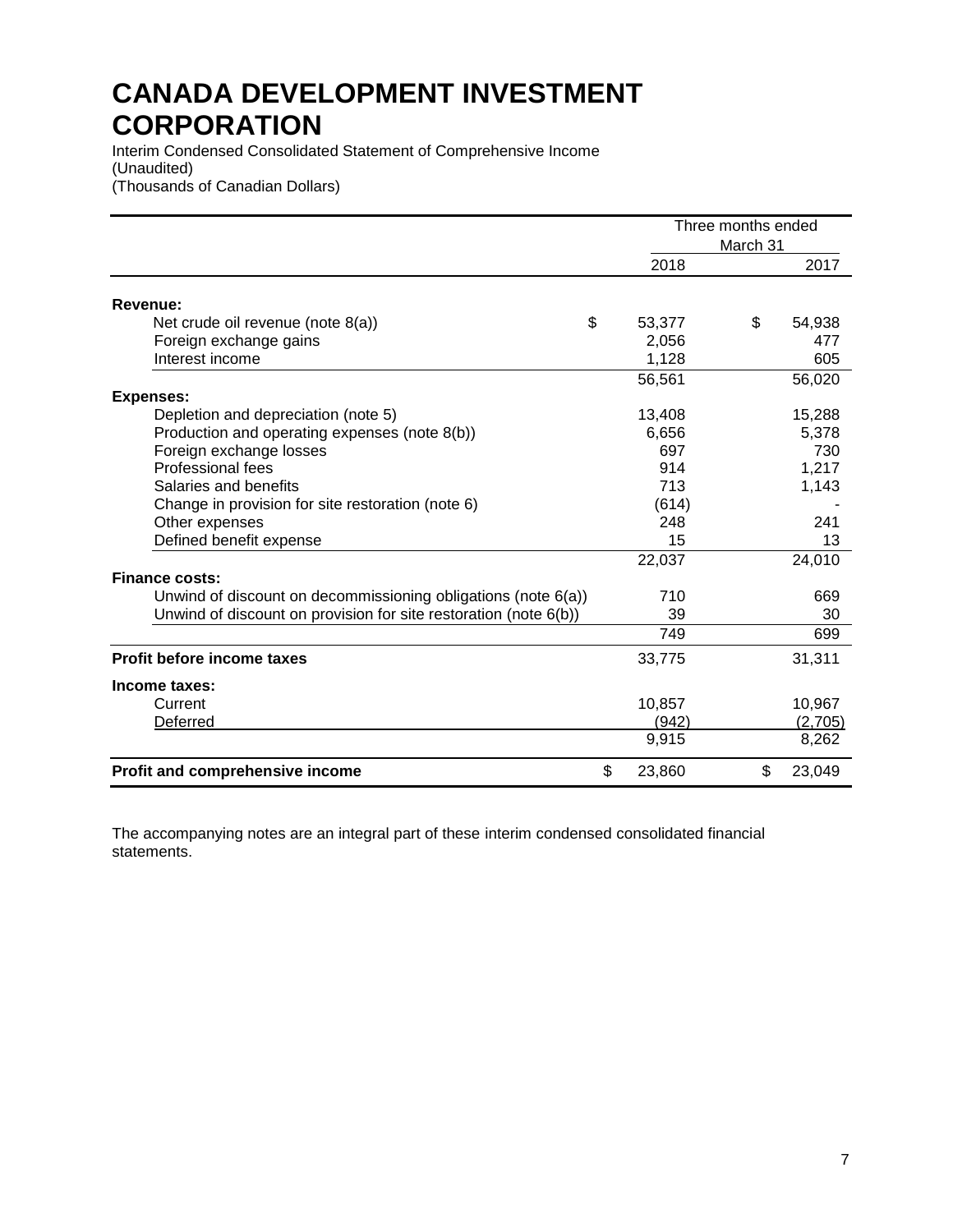# CANADA DEVELOPMENT INVESTMENT CORPORATION

Interim Condensed Consolidated Statement of Comprehensive Income
(Unaudited)
(Thousands of Canadian Dollars)

| | Three months ended March 31 | |
|---|---|---|
| | 2018 | 2017 |
| **Revenue:** | | |
| Net crude oil revenue (note 8(a)) | $ 53,377 | $ 54,938 |
| Foreign exchange gains | 2,056 | 477 |
| Interest income | 1,128 | 605 |
| | 56,561 | 56,020 |
| **Expenses:** | | |
| Depletion and depreciation (note 5) | 13,408 | 15,288 |
| Production and operating expenses (note 8(b)) | 6,656 | 5,378 |
| Foreign exchange losses | 697 | 730 |
| Professional fees | 914 | 1,217 |
| Salaries and benefits | 713 | 1,143 |
| Change in provision for site restoration (note 6) | (614) | - |
| Other expenses | 248 | 241 |
| Defined benefit expense | 15 | 13 |
| | 22,037 | 24,010 |
| **Finance costs:** | | |
| Unwind of discount on decommissioning obligations (note 6(a)) | 710 | 669 |
| Unwind of discount on provision for site restoration (note 6(b)) | 39 | 30 |
| | 749 | 699 |
| **Profit before income taxes** | 33,775 | 31,311 |
| **Income taxes:** | | |
| Current | 10,857 | 10,967 |
| Deferred | (942) | (2,705) |
| | 9,915 | 8,262 |
| **Profit and comprehensive income** | $ 23,860 | $ 23,049 |

The accompanying notes are an integral part of these interim condensed consolidated financial statements.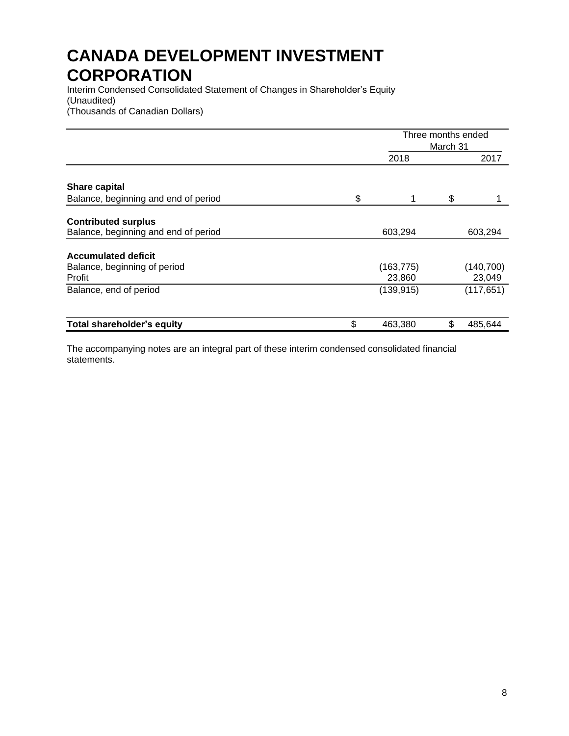# CANADA DEVELOPMENT INVESTMENT CORPORATION

Interim Condensed Consolidated Statement of Changes in Shareholder's Equity
(Unaudited)
(Thousands of Canadian Dollars)

| | Three months ended March 31 | |
|---|---|---|
| | 2018 | 2017 |
| **Share capital** | | |
| Balance, beginning and end of period | $ 1 | $ 1 |
| **Contributed surplus** | | |
| Balance, beginning and end of period | 603,294 | 603,294 |
| **Accumulated deficit** | | |
| Balance, beginning of period | (163,775) | (140,700) |
| Profit | 23,860 | 23,049 |
| Balance, end of period | (139,915) | (117,651) |
| **Total shareholder's equity** | $ 463,380 | $ 485,644 |

The accompanying notes are an integral part of these interim condensed consolidated financial statements.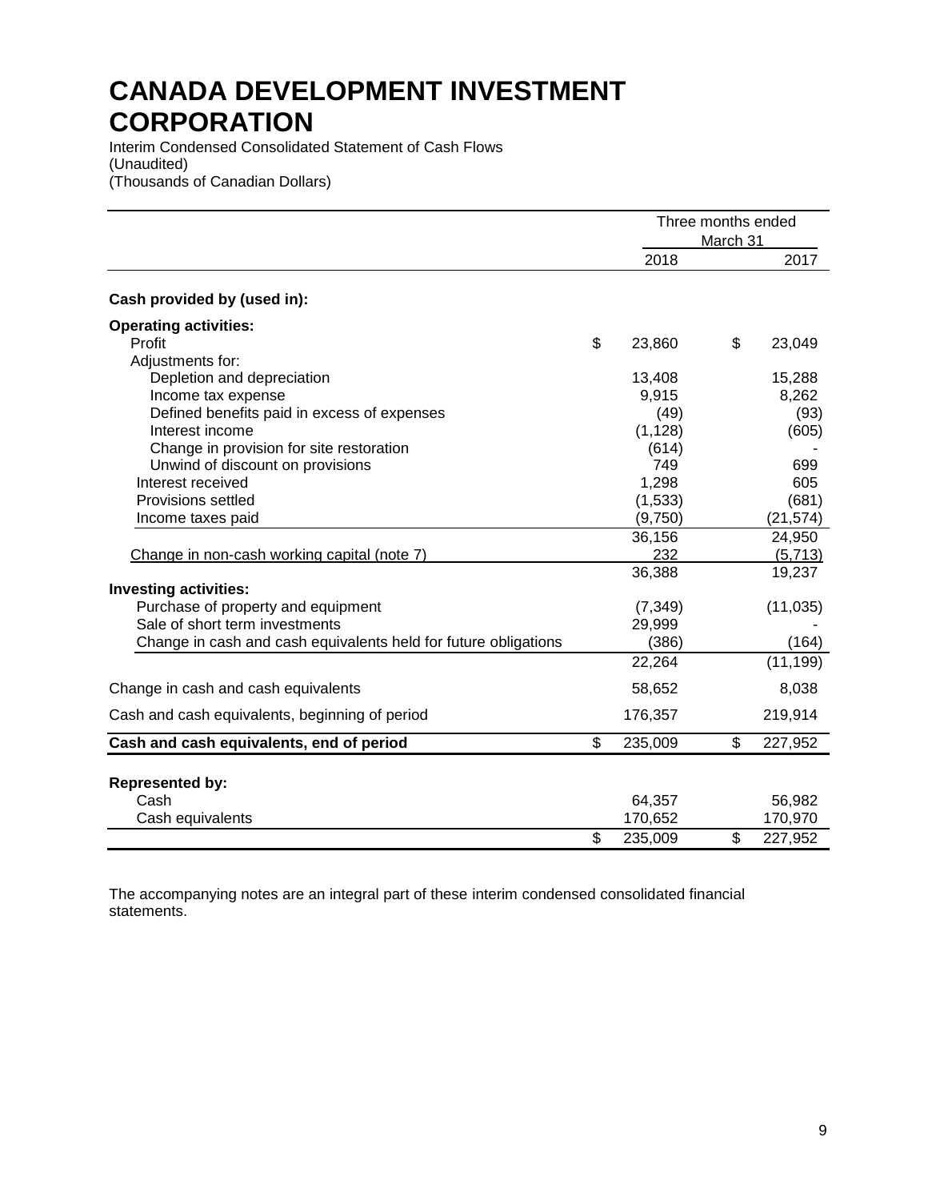# CANADA DEVELOPMENT INVESTMENT CORPORATION

Interim Condensed Consolidated Statement of Cash Flows
(Unaudited)
(Thousands of Canadian Dollars)

| | Three months ended March 31 | |
|---|---|---|
| | 2018 | 2017 |
| **Cash provided by (used in):** | | |
| **Operating activities:** | | |
| Profit | $ 23,860 | $ 23,049 |
| Adjustments for: | | |
| Depletion and depreciation | 13,408 | 15,288 |
| Income tax expense | 9,915 | 8,262 |
| Defined benefits paid in excess of expenses | (49) | (93) |
| Interest income | (1,128) | (605) |
| Change in provision for site restoration | (614) | - |
| Unwind of discount on provisions | 749 | 699 |
| Interest received | 1,298 | 605 |
| Provisions settled | (1,533) | (681) |
| Income taxes paid | (9,750) | (21,574) |
| | 36,156 | 24,950 |
| Change in non-cash working capital (note 7) | 232 | (5,713) |
| | 36,388 | 19,237 |
| **Investing activities:** | | |
| Purchase of property and equipment | (7,349) | (11,035) |
| Sale of short term investments | 29,999 | - |
| Change in cash and cash equivalents held for future obligations | (386) | (164) |
| | 22,264 | (11,199) |
| Change in cash and cash equivalents | 58,652 | 8,038 |
| Cash and cash equivalents, beginning of period | 176,357 | 219,914 |
| **Cash and cash equivalents, end of period** | $ 235,009 | $ 227,952 |
| **Represented by:** | | |
| Cash | 64,357 | 56,982 |
| Cash equivalents | 170,652 | 170,970 |
| | $ 235,009 | $ 227,952 |

The accompanying notes are an integral part of these interim condensed consolidated financial statements.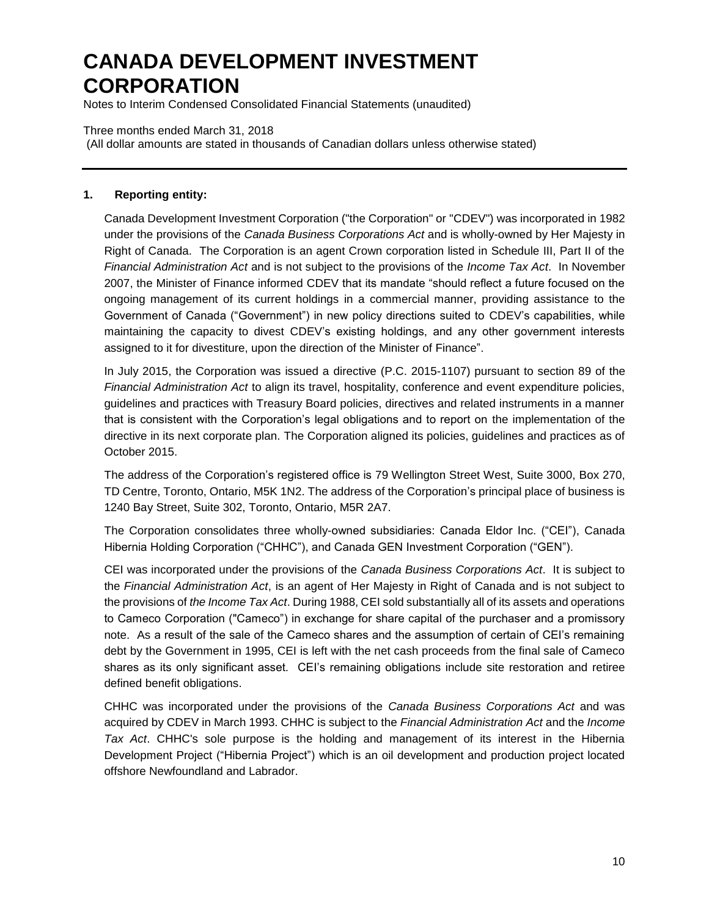# CANADA DEVELOPMENT INVESTMENT CORPORATION

Notes to Interim Condensed Consolidated Financial Statements (unaudited)

Three months ended March 31, 2018
(All dollar amounts are stated in thousands of Canadian dollars unless otherwise stated)

---

## 1. Reporting entity:

Canada Development Investment Corporation ("the Corporation" or "CDEV") was incorporated in 1982 under the provisions of the *Canada Business Corporations Act* and is wholly-owned by Her Majesty in Right of Canada. The Corporation is an agent Crown corporation listed in Schedule III, Part II of the *Financial Administration Act* and is not subject to the provisions of the *Income Tax Act*. In November 2007, the Minister of Finance informed CDEV that its mandate "should reflect a future focused on the ongoing management of its current holdings in a commercial manner, providing assistance to the Government of Canada ("Government") in new policy directions suited to CDEV's capabilities, while maintaining the capacity to divest CDEV's existing holdings, and any other government interests assigned to it for divestiture, upon the direction of the Minister of Finance".

In July 2015, the Corporation was issued a directive (P.C. 2015-1107) pursuant to section 89 of the *Financial Administration Act* to align its travel, hospitality, conference and event expenditure policies, guidelines and practices with Treasury Board policies, directives and related instruments in a manner that is consistent with the Corporation's legal obligations and to report on the implementation of the directive in its next corporate plan. The Corporation aligned its policies, guidelines and practices as of October 2015.

The address of the Corporation's registered office is 79 Wellington Street West, Suite 3000, Box 270, TD Centre, Toronto, Ontario, M5K 1N2. The address of the Corporation's principal place of business is 1240 Bay Street, Suite 302, Toronto, Ontario, M5R 2A7.

The Corporation consolidates three wholly-owned subsidiaries: Canada Eldor Inc. ("CEI"), Canada Hibernia Holding Corporation ("CHHC"), and Canada GEN Investment Corporation ("GEN").

CEI was incorporated under the provisions of the *Canada Business Corporations Act*. It is subject to the *Financial Administration Act*, is an agent of Her Majesty in Right of Canada and is not subject to the provisions of *the Income Tax Act*. During 1988, CEI sold substantially all of its assets and operations to Cameco Corporation ("Cameco") in exchange for share capital of the purchaser and a promissory note. As a result of the sale of the Cameco shares and the assumption of certain of CEI's remaining debt by the Government in 1995, CEI is left with the net cash proceeds from the final sale of Cameco shares as its only significant asset. CEI's remaining obligations include site restoration and retiree defined benefit obligations.

CHHC was incorporated under the provisions of the *Canada Business Corporations Act* and was acquired by CDEV in March 1993. CHHC is subject to the *Financial Administration Act* and the *Income Tax Act*. CHHC's sole purpose is the holding and management of its interest in the Hibernia Development Project ("Hibernia Project") which is an oil development and production project located offshore Newfoundland and Labrador.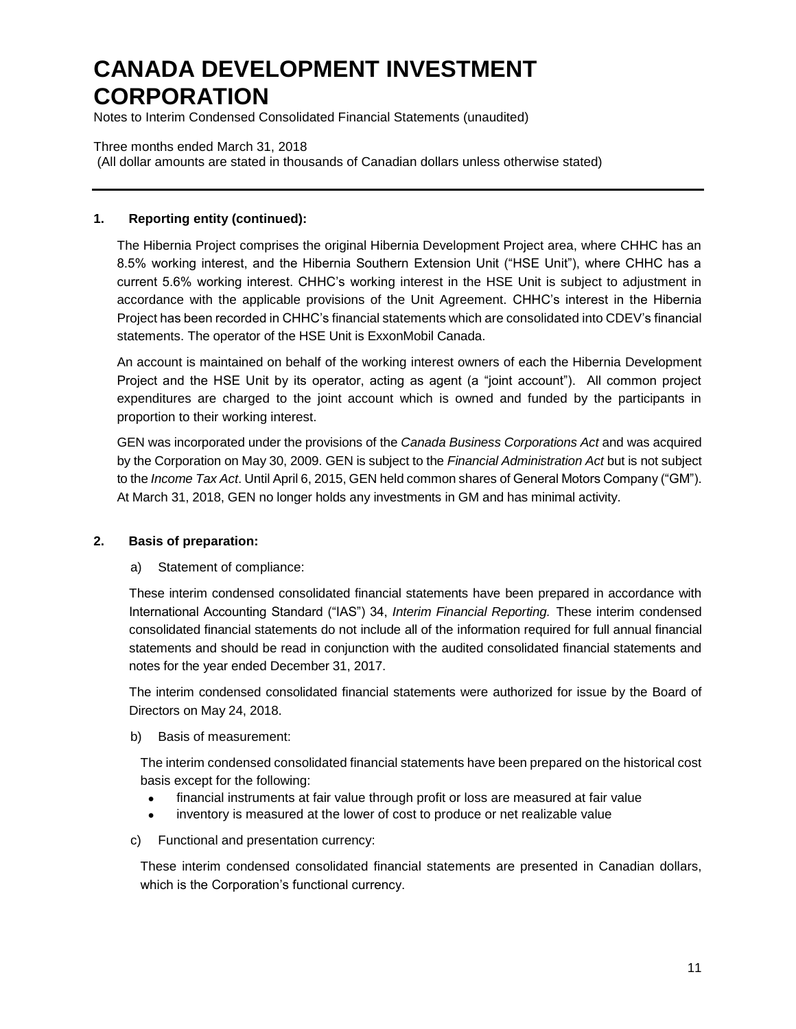### 1. Reporting entity (continued):

The Hibernia Project comprises the original Hibernia Development Project area, where CHHC has an 8.5% working interest, and the Hibernia Southern Extension Unit ("HSE Unit"), where CHHC has a current 5.6% working interest. CHHC's working interest in the HSE Unit is subject to adjustment in accordance with the applicable provisions of the Unit Agreement. CHHC's interest in the Hibernia Project has been recorded in CHHC's financial statements which are consolidated into CDEV's financial statements. The operator of the HSE Unit is ExxonMobil Canada.

An account is maintained on behalf of the working interest owners of each the Hibernia Development Project and the HSE Unit by its operator, acting as agent (a "joint account"). All common project expenditures are charged to the joint account which is owned and funded by the participants in proportion to their working interest.

GEN was incorporated under the provisions of the *Canada Business Corporations Act* and was acquired by the Corporation on May 30, 2009. GEN is subject to the *Financial Administration Act* but is not subject to the *Income Tax Act*. Until April 6, 2015, GEN held common shares of General Motors Company ("GM"). At March 31, 2018, GEN no longer holds any investments in GM and has minimal activity.

### 2. Basis of preparation:

a) Statement of compliance:

These interim condensed consolidated financial statements have been prepared in accordance with International Accounting Standard ("IAS") 34, *Interim Financial Reporting.* These interim condensed consolidated financial statements do not include all of the information required for full annual financial statements and should be read in conjunction with the audited consolidated financial statements and notes for the year ended December 31, 2017.

The interim condensed consolidated financial statements were authorized for issue by the Board of Directors on May 24, 2018.

b) Basis of measurement:

The interim condensed consolidated financial statements have been prepared on the historical cost basis except for the following:

- financial instruments at fair value through profit or loss are measured at fair value
- inventory is measured at the lower of cost to produce or net realizable value

c) Functional and presentation currency:

These interim condensed consolidated financial statements are presented in Canadian dollars, which is the Corporation's functional currency.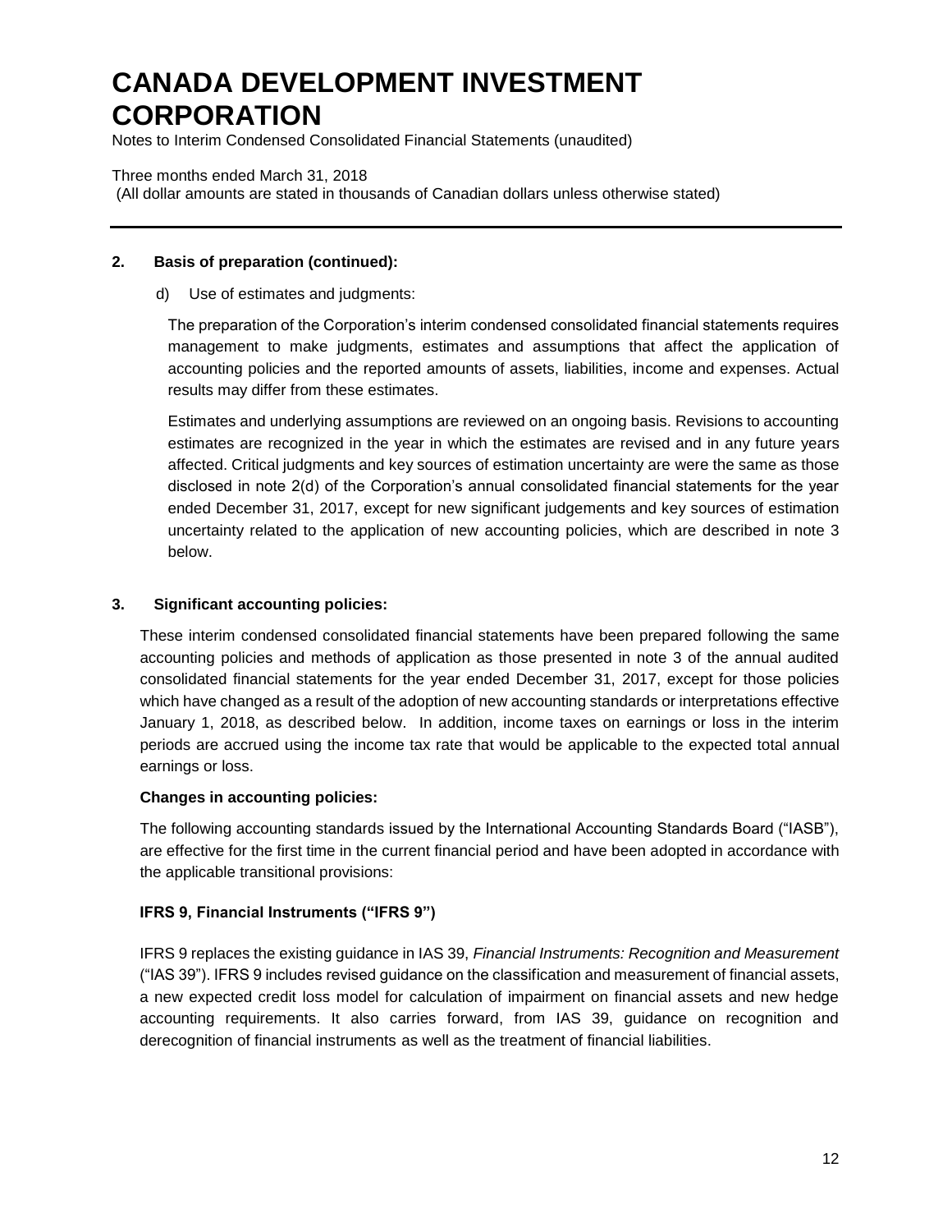## 2. Basis of preparation (continued):

d) Use of estimates and judgments:

The preparation of the Corporation's interim condensed consolidated financial statements requires management to make judgments, estimates and assumptions that affect the application of accounting policies and the reported amounts of assets, liabilities, income and expenses. Actual results may differ from these estimates.

Estimates and underlying assumptions are reviewed on an ongoing basis. Revisions to accounting estimates are recognized in the year in which the estimates are revised and in any future years affected. Critical judgments and key sources of estimation uncertainty are were the same as those disclosed in note 2(d) of the Corporation's annual consolidated financial statements for the year ended December 31, 2017, except for new significant judgements and key sources of estimation uncertainty related to the application of new accounting policies, which are described in note 3 below.

## 3. Significant accounting policies:

These interim condensed consolidated financial statements have been prepared following the same accounting policies and methods of application as those presented in note 3 of the annual audited consolidated financial statements for the year ended December 31, 2017, except for those policies which have changed as a result of the adoption of new accounting standards or interpretations effective January 1, 2018, as described below. In addition, income taxes on earnings or loss in the interim periods are accrued using the income tax rate that would be applicable to the expected total annual earnings or loss.

**Changes in accounting policies:**

The following accounting standards issued by the International Accounting Standards Board ("IASB"), are effective for the first time in the current financial period and have been adopted in accordance with the applicable transitional provisions:

**IFRS 9, Financial Instruments ("IFRS 9")**

IFRS 9 replaces the existing guidance in IAS 39, *Financial Instruments: Recognition and Measurement* ("IAS 39"). IFRS 9 includes revised guidance on the classification and measurement of financial assets, a new expected credit loss model for calculation of impairment on financial assets and new hedge accounting requirements. It also carries forward, from IAS 39, guidance on recognition and derecognition of financial instruments as well as the treatment of financial liabilities.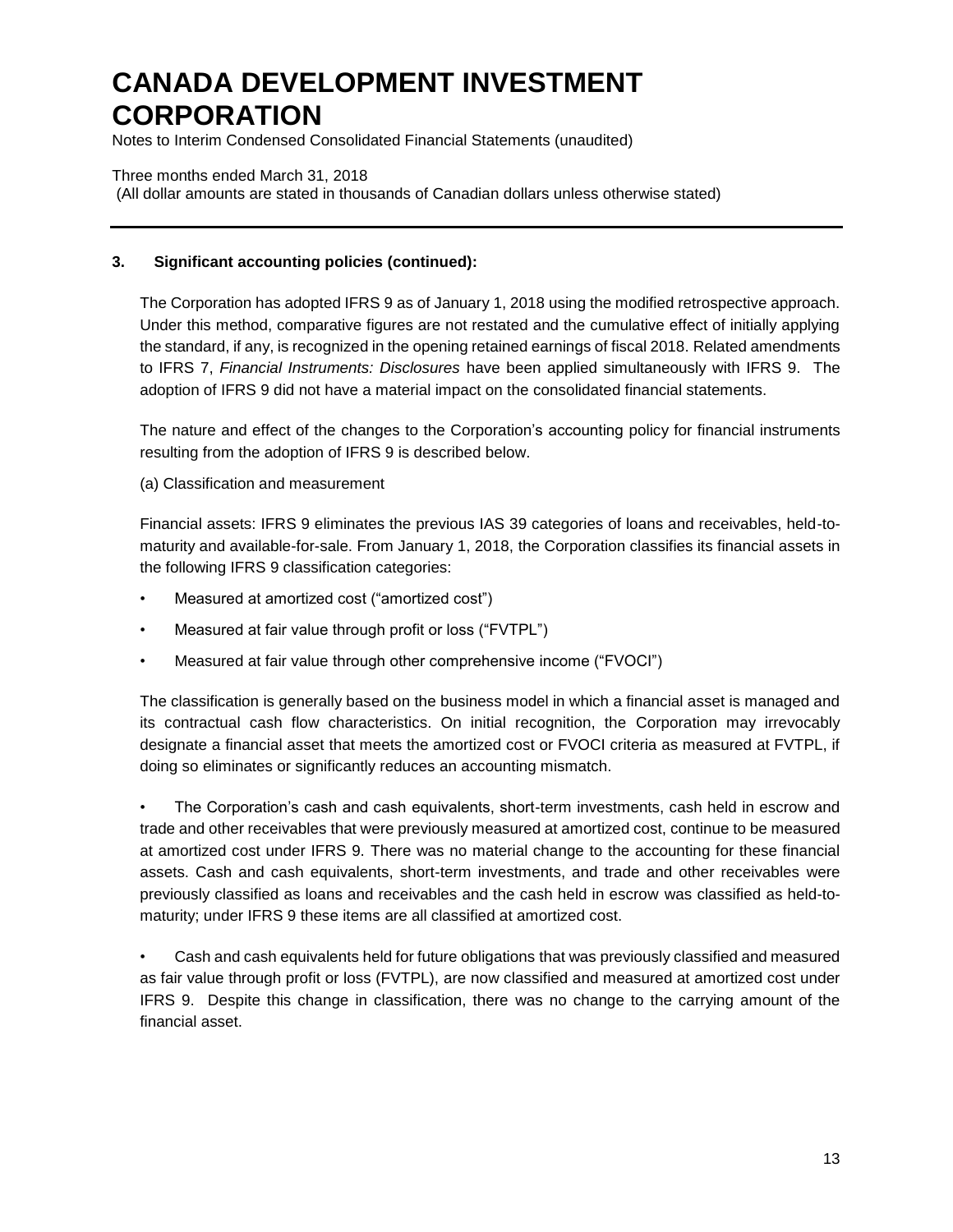## 3. Significant accounting policies (continued):

The Corporation has adopted IFRS 9 as of January 1, 2018 using the modified retrospective approach. Under this method, comparative figures are not restated and the cumulative effect of initially applying the standard, if any, is recognized in the opening retained earnings of fiscal 2018. Related amendments to IFRS 7, *Financial Instruments: Disclosures* have been applied simultaneously with IFRS 9. The adoption of IFRS 9 did not have a material impact on the consolidated financial statements.

The nature and effect of the changes to the Corporation's accounting policy for financial instruments resulting from the adoption of IFRS 9 is described below.

(a) Classification and measurement

Financial assets: IFRS 9 eliminates the previous IAS 39 categories of loans and receivables, held-to-maturity and available-for-sale. From January 1, 2018, the Corporation classifies its financial assets in the following IFRS 9 classification categories:

- Measured at amortized cost ("amortized cost")
- Measured at fair value through profit or loss ("FVTPL")
- Measured at fair value through other comprehensive income ("FVOCI")

The classification is generally based on the business model in which a financial asset is managed and its contractual cash flow characteristics. On initial recognition, the Corporation may irrevocably designate a financial asset that meets the amortized cost or FVOCI criteria as measured at FVTPL, if doing so eliminates or significantly reduces an accounting mismatch.

- The Corporation's cash and cash equivalents, short-term investments, cash held in escrow and trade and other receivables that were previously measured at amortized cost, continue to be measured at amortized cost under IFRS 9. There was no material change to the accounting for these financial assets. Cash and cash equivalents, short-term investments, and trade and other receivables were previously classified as loans and receivables and the cash held in escrow was classified as held-to-maturity; under IFRS 9 these items are all classified at amortized cost.

- Cash and cash equivalents held for future obligations that was previously classified and measured as fair value through profit or loss (FVTPL), are now classified and measured at amortized cost under IFRS 9. Despite this change in classification, there was no change to the carrying amount of the financial asset.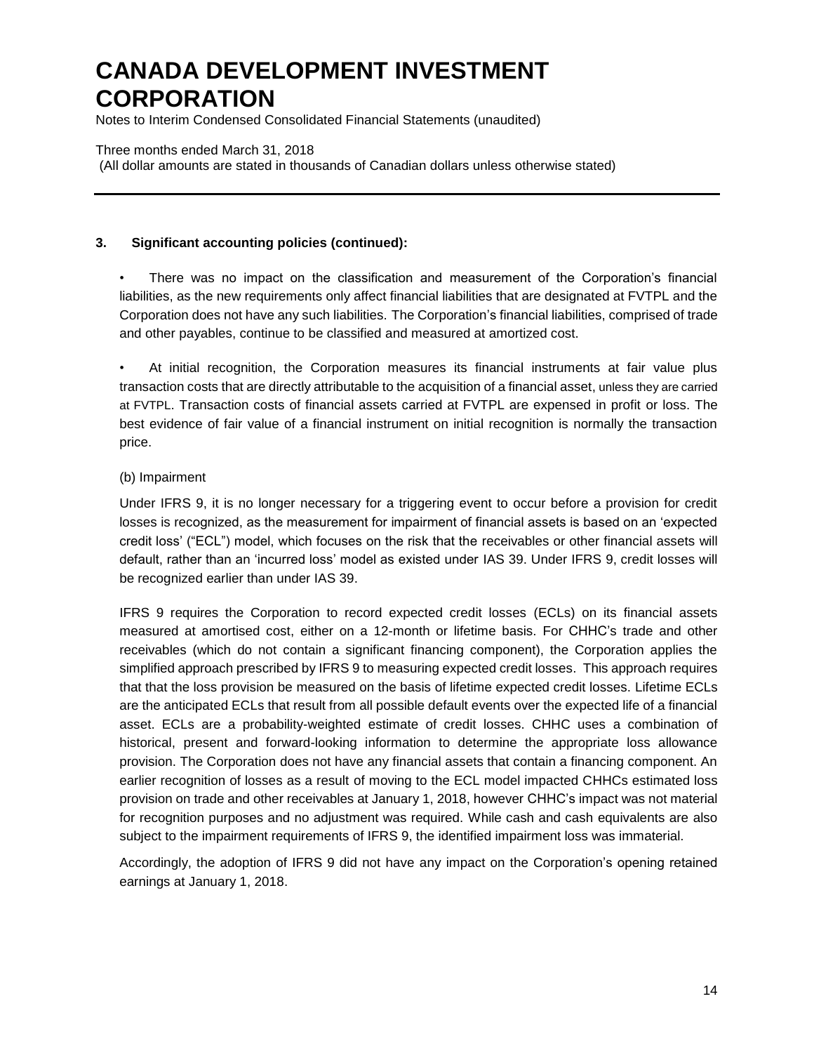### 3. Significant accounting policies (continued):

• There was no impact on the classification and measurement of the Corporation's financial liabilities, as the new requirements only affect financial liabilities that are designated at FVTPL and the Corporation does not have any such liabilities. The Corporation's financial liabilities, comprised of trade and other payables, continue to be classified and measured at amortized cost.

• At initial recognition, the Corporation measures its financial instruments at fair value plus transaction costs that are directly attributable to the acquisition of a financial asset, unless they are carried at FVTPL. Transaction costs of financial assets carried at FVTPL are expensed in profit or loss. The best evidence of fair value of a financial instrument on initial recognition is normally the transaction price.

(b) Impairment

Under IFRS 9, it is no longer necessary for a triggering event to occur before a provision for credit losses is recognized, as the measurement for impairment of financial assets is based on an 'expected credit loss' ("ECL") model, which focuses on the risk that the receivables or other financial assets will default, rather than an 'incurred loss' model as existed under IAS 39. Under IFRS 9, credit losses will be recognized earlier than under IAS 39.

IFRS 9 requires the Corporation to record expected credit losses (ECLs) on its financial assets measured at amortised cost, either on a 12-month or lifetime basis. For CHHC's trade and other receivables (which do not contain a significant financing component), the Corporation applies the simplified approach prescribed by IFRS 9 to measuring expected credit losses. This approach requires that that the loss provision be measured on the basis of lifetime expected credit losses. Lifetime ECLs are the anticipated ECLs that result from all possible default events over the expected life of a financial asset. ECLs are a probability-weighted estimate of credit losses. CHHC uses a combination of historical, present and forward-looking information to determine the appropriate loss allowance provision. The Corporation does not have any financial assets that contain a financing component. An earlier recognition of losses as a result of moving to the ECL model impacted CHHCs estimated loss provision on trade and other receivables at January 1, 2018, however CHHC's impact was not material for recognition purposes and no adjustment was required. While cash and cash equivalents are also subject to the impairment requirements of IFRS 9, the identified impairment loss was immaterial.

Accordingly, the adoption of IFRS 9 did not have any impact on the Corporation's opening retained earnings at January 1, 2018.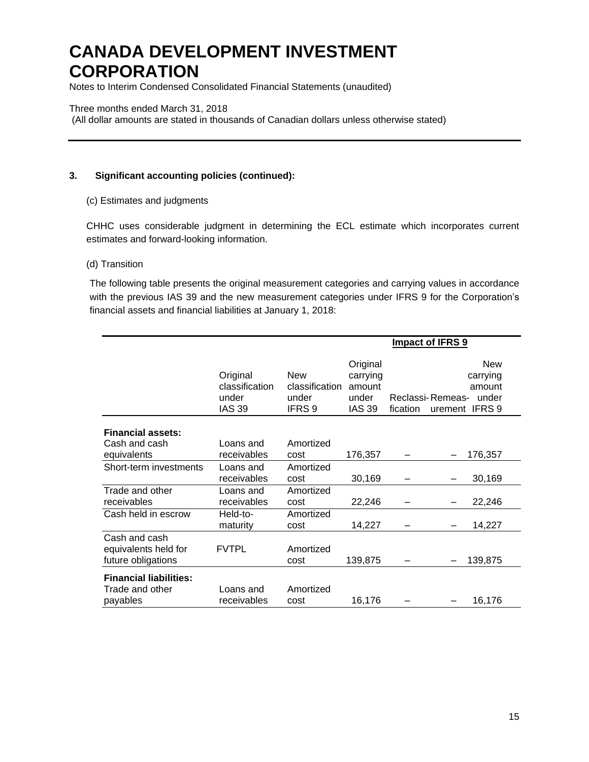# CANADA DEVELOPMENT INVESTMENT CORPORATION

Notes to Interim Condensed Consolidated Financial Statements (unaudited)

Three months ended March 31, 2018
(All dollar amounts are stated in thousands of Canadian dollars unless otherwise stated)

**3. Significant accounting policies (continued):**

(c) Estimates and judgments

CHHC uses considerable judgment in determining the ECL estimate which incorporates current estimates and forward-looking information.

(d) Transition

The following table presents the original measurement categories and carrying values in accordance with the previous IAS 39 and the new measurement categories under IFRS 9 for the Corporation's financial assets and financial liabilities at January 1, 2018:

| | | | | **Impact of IFRS 9** | | |
|---|---|---|---|---|---|---|
| | Original classification under IAS 39 | New classification under IFRS 9 | Original carrying amount under IAS 39 | Reclassi-fication | Remeas-urement | New carrying amount under IFRS 9 |
| **Financial assets:** | | | | | | |
| Cash and cash equivalents | Loans and receivables | Amortized cost | 176,357 | – | – | 176,357 |
| Short-term investments | Loans and receivables | Amortized cost | 30,169 | – | – | 30,169 |
| Trade and other receivables | Loans and receivables | Amortized cost | 22,246 | – | – | 22,246 |
| Cash held in escrow | Held-to-maturity | Amortized cost | 14,227 | – | – | 14,227 |
| Cash and cash equivalents held for future obligations | FVTPL | Amortized cost | 139,875 | – | – | 139,875 |
| **Financial liabilities:** | | | | | | |
| Trade and other payables | Loans and receivables | Amortized cost | 16,176 | – | – | 16,176 |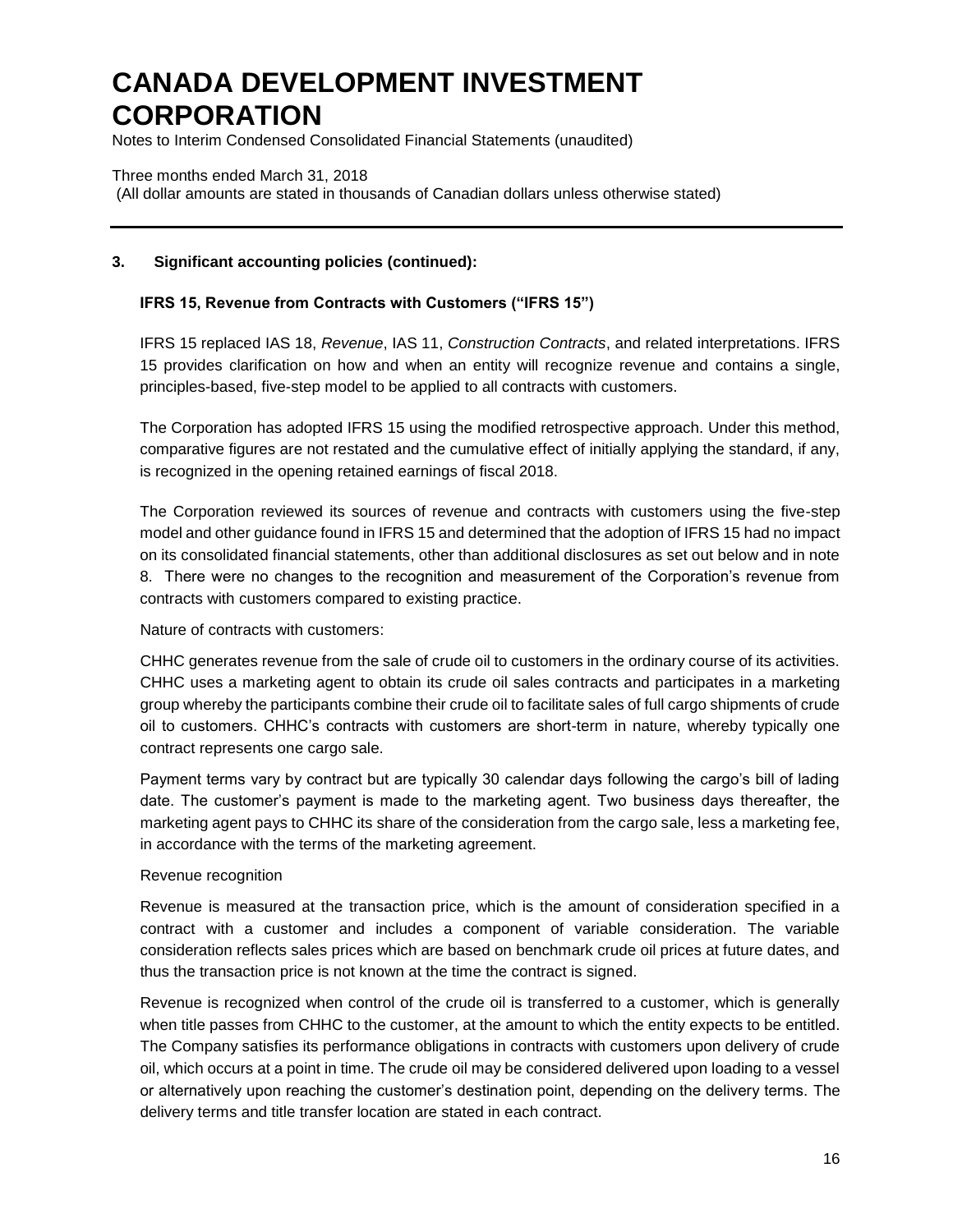### 3. Significant accounting policies (continued):

#### IFRS 15, Revenue from Contracts with Customers ("IFRS 15")

IFRS 15 replaced IAS 18, *Revenue*, IAS 11, *Construction Contracts*, and related interpretations. IFRS 15 provides clarification on how and when an entity will recognize revenue and contains a single, principles-based, five-step model to be applied to all contracts with customers.

The Corporation has adopted IFRS 15 using the modified retrospective approach. Under this method, comparative figures are not restated and the cumulative effect of initially applying the standard, if any, is recognized in the opening retained earnings of fiscal 2018.

The Corporation reviewed its sources of revenue and contracts with customers using the five-step model and other guidance found in IFRS 15 and determined that the adoption of IFRS 15 had no impact on its consolidated financial statements, other than additional disclosures as set out below and in note 8. There were no changes to the recognition and measurement of the Corporation's revenue from contracts with customers compared to existing practice.

Nature of contracts with customers:

CHHC generates revenue from the sale of crude oil to customers in the ordinary course of its activities. CHHC uses a marketing agent to obtain its crude oil sales contracts and participates in a marketing group whereby the participants combine their crude oil to facilitate sales of full cargo shipments of crude oil to customers. CHHC's contracts with customers are short-term in nature, whereby typically one contract represents one cargo sale.

Payment terms vary by contract but are typically 30 calendar days following the cargo's bill of lading date. The customer's payment is made to the marketing agent. Two business days thereafter, the marketing agent pays to CHHC its share of the consideration from the cargo sale, less a marketing fee, in accordance with the terms of the marketing agreement.

Revenue recognition

Revenue is measured at the transaction price, which is the amount of consideration specified in a contract with a customer and includes a component of variable consideration. The variable consideration reflects sales prices which are based on benchmark crude oil prices at future dates, and thus the transaction price is not known at the time the contract is signed.

Revenue is recognized when control of the crude oil is transferred to a customer, which is generally when title passes from CHHC to the customer, at the amount to which the entity expects to be entitled. The Company satisfies its performance obligations in contracts with customers upon delivery of crude oil, which occurs at a point in time. The crude oil may be considered delivered upon loading to a vessel or alternatively upon reaching the customer's destination point, depending on the delivery terms. The delivery terms and title transfer location are stated in each contract.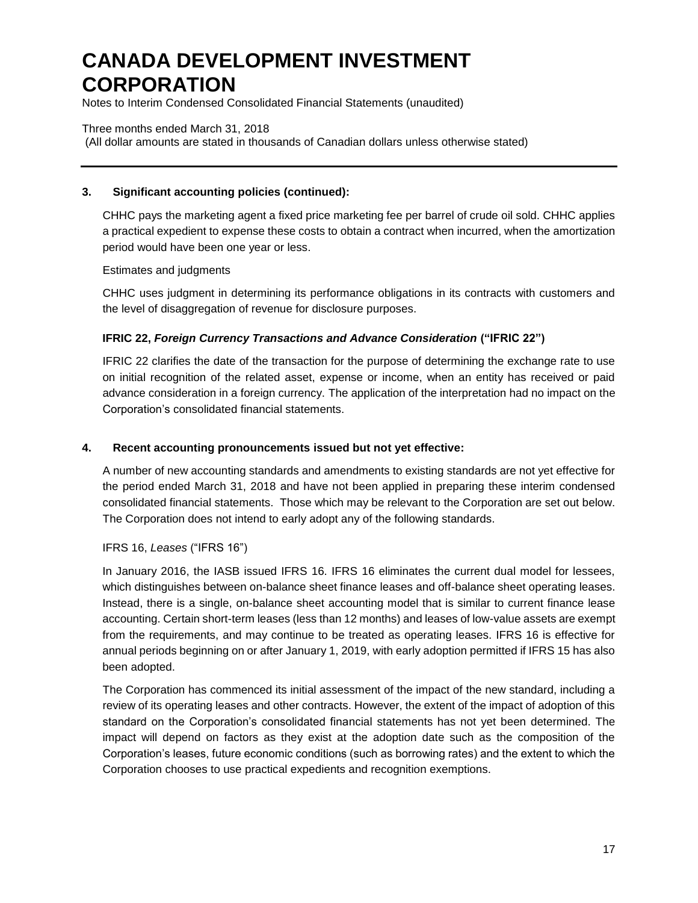### 3. Significant accounting policies (continued):

CHHC pays the marketing agent a fixed price marketing fee per barrel of crude oil sold. CHHC applies a practical expedient to expense these costs to obtain a contract when incurred, when the amortization period would have been one year or less.

Estimates and judgments

CHHC uses judgment in determining its performance obligations in its contracts with customers and the level of disaggregation of revenue for disclosure purposes.

**IFRIC 22, *Foreign Currency Transactions and Advance Consideration* ("IFRIC 22")**

IFRIC 22 clarifies the date of the transaction for the purpose of determining the exchange rate to use on initial recognition of the related asset, expense or income, when an entity has received or paid advance consideration in a foreign currency. The application of the interpretation had no impact on the Corporation's consolidated financial statements.

### 4. Recent accounting pronouncements issued but not yet effective:

A number of new accounting standards and amendments to existing standards are not yet effective for the period ended March 31, 2018 and have not been applied in preparing these interim condensed consolidated financial statements. Those which may be relevant to the Corporation are set out below. The Corporation does not intend to early adopt any of the following standards.

IFRS 16, *Leases* ("IFRS 16")

In January 2016, the IASB issued IFRS 16. IFRS 16 eliminates the current dual model for lessees, which distinguishes between on-balance sheet finance leases and off-balance sheet operating leases. Instead, there is a single, on-balance sheet accounting model that is similar to current finance lease accounting. Certain short-term leases (less than 12 months) and leases of low-value assets are exempt from the requirements, and may continue to be treated as operating leases. IFRS 16 is effective for annual periods beginning on or after January 1, 2019, with early adoption permitted if IFRS 15 has also been adopted.

The Corporation has commenced its initial assessment of the impact of the new standard, including a review of its operating leases and other contracts. However, the extent of the impact of adoption of this standard on the Corporation's consolidated financial statements has not yet been determined. The impact will depend on factors as they exist at the adoption date such as the composition of the Corporation's leases, future economic conditions (such as borrowing rates) and the extent to which the Corporation chooses to use practical expedients and recognition exemptions.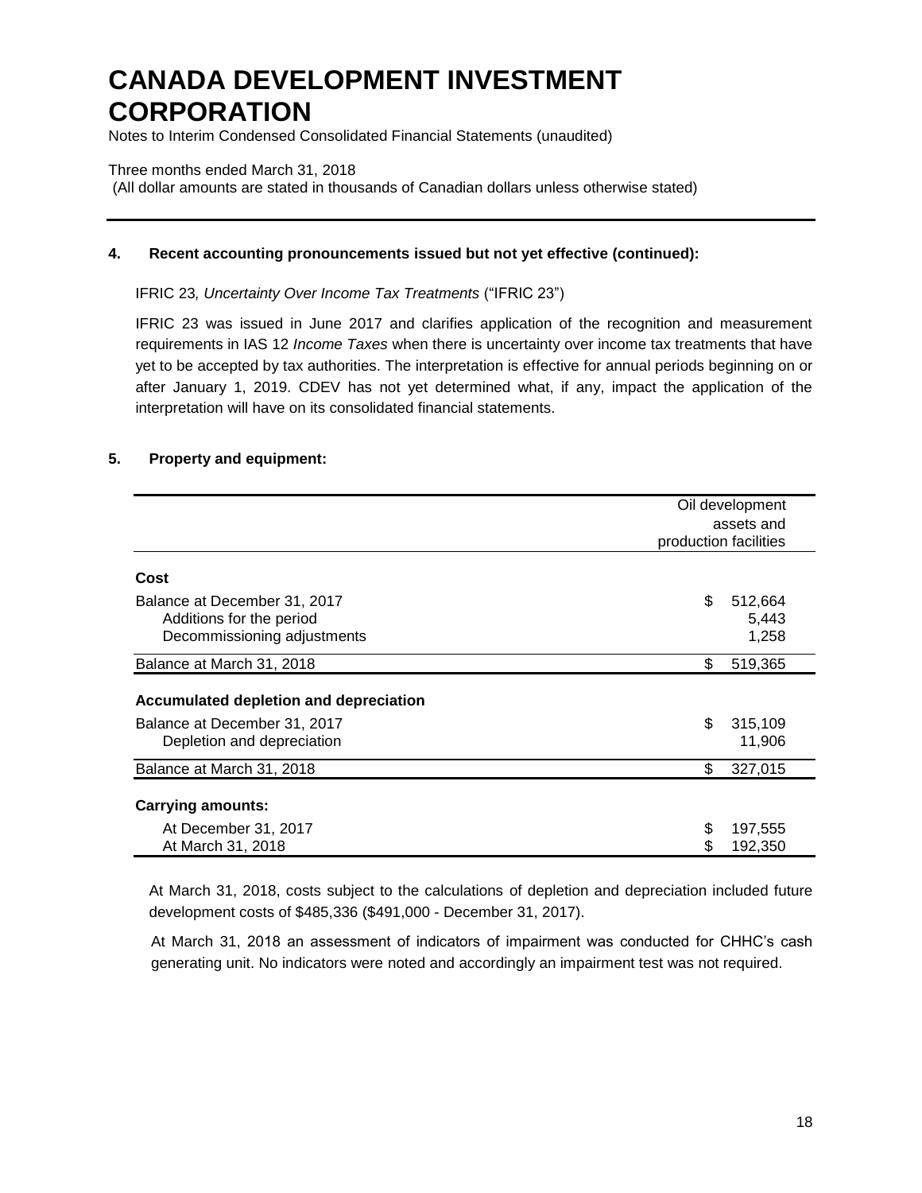# CANADA DEVELOPMENT INVESTMENT CORPORATION

Notes to Interim Condensed Consolidated Financial Statements (unaudited)

Three months ended March 31, 2018
(All dollar amounts are stated in thousands of Canadian dollars unless otherwise stated)

## 4. Recent accounting pronouncements issued but not yet effective (continued):

IFRIC 23*, Uncertainty Over Income Tax Treatments* ("IFRIC 23")

IFRIC 23 was issued in June 2017 and clarifies application of the recognition and measurement requirements in IAS 12 *Income Taxes* when there is uncertainty over income tax treatments that have yet to be accepted by tax authorities. The interpretation is effective for annual periods beginning on or after January 1, 2019. CDEV has not yet determined what, if any, impact the application of the interpretation will have on its consolidated financial statements.

## 5. Property and equipment:

| | | Oil development assets and production facilities |
|---|---|---|
| **Cost** | | |
| Balance at December 31, 2017 | $ | 512,664 |
| Additions for the period | | 5,443 |
| Decommissioning adjustments | | 1,258 |
| Balance at March 31, 2018 | $ | 519,365 |
| **Accumulated depletion and depreciation** | | |
| Balance at December 31, 2017 | $ | 315,109 |
| Depletion and depreciation | | 11,906 |
| Balance at March 31, 2018 | $ | 327,015 |
| **Carrying amounts:** | | |
| At December 31, 2017 | $ | 197,555 |
| At March 31, 2018 | $ | 192,350 |

At March 31, 2018, costs subject to the calculations of depletion and depreciation included future development costs of $485,336 ($491,000 - December 31, 2017).

At March 31, 2018 an assessment of indicators of impairment was conducted for CHHC's cash generating unit. No indicators were noted and accordingly an impairment test was not required.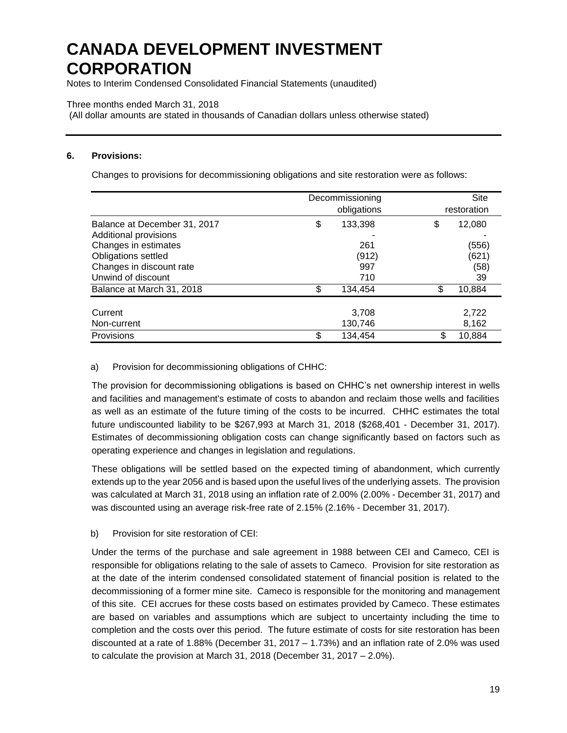# CANADA DEVELOPMENT INVESTMENT CORPORATION

Notes to Interim Condensed Consolidated Financial Statements (unaudited)

Three months ended March 31, 2018

(All dollar amounts are stated in thousands of Canadian dollars unless otherwise stated)

## 6. Provisions:

Changes to provisions for decommissioning obligations and site restoration were as follows:

| | Decommissioning obligations | Site restoration |
|---|---|---|
| Balance at December 31, 2017 | $ 133,398 | $ 12,080 |
| Additional provisions | - | - |
| Changes in estimates | 261 | (556) |
| Obligations settled | (912) | (621) |
| Changes in discount rate | 997 | (58) |
| Unwind of discount | 710 | 39 |
| Balance at March 31, 2018 | $ 134,454 | $ 10,884 |
| | | |
| Current | 3,708 | 2,722 |
| Non-current | 130,746 | 8,162 |
| Provisions | $ 134,454 | $ 10,884 |

a) Provision for decommissioning obligations of CHHC:

The provision for decommissioning obligations is based on CHHC's net ownership interest in wells and facilities and management's estimate of costs to abandon and reclaim those wells and facilities as well as an estimate of the future timing of the costs to be incurred. CHHC estimates the total future undiscounted liability to be $267,993 at March 31, 2018 ($268,401 - December 31, 2017). Estimates of decommissioning obligation costs can change significantly based on factors such as operating experience and changes in legislation and regulations.

These obligations will be settled based on the expected timing of abandonment, which currently extends up to the year 2056 and is based upon the useful lives of the underlying assets. The provision was calculated at March 31, 2018 using an inflation rate of 2.00% (2.00% - December 31, 2017) and was discounted using an average risk-free rate of 2.15% (2.16% - December 31, 2017).

b) Provision for site restoration of CEI:

Under the terms of the purchase and sale agreement in 1988 between CEI and Cameco, CEI is responsible for obligations relating to the sale of assets to Cameco. Provision for site restoration as at the date of the interim condensed consolidated statement of financial position is related to the decommissioning of a former mine site. Cameco is responsible for the monitoring and management of this site. CEI accrues for these costs based on estimates provided by Cameco. These estimates are based on variables and assumptions which are subject to uncertainty including the time to completion and the costs over this period. The future estimate of costs for site restoration has been discounted at a rate of 1.88% (December 31, 2017 – 1.73%) and an inflation rate of 2.0% was used to calculate the provision at March 31, 2018 (December 31, 2017 – 2.0%).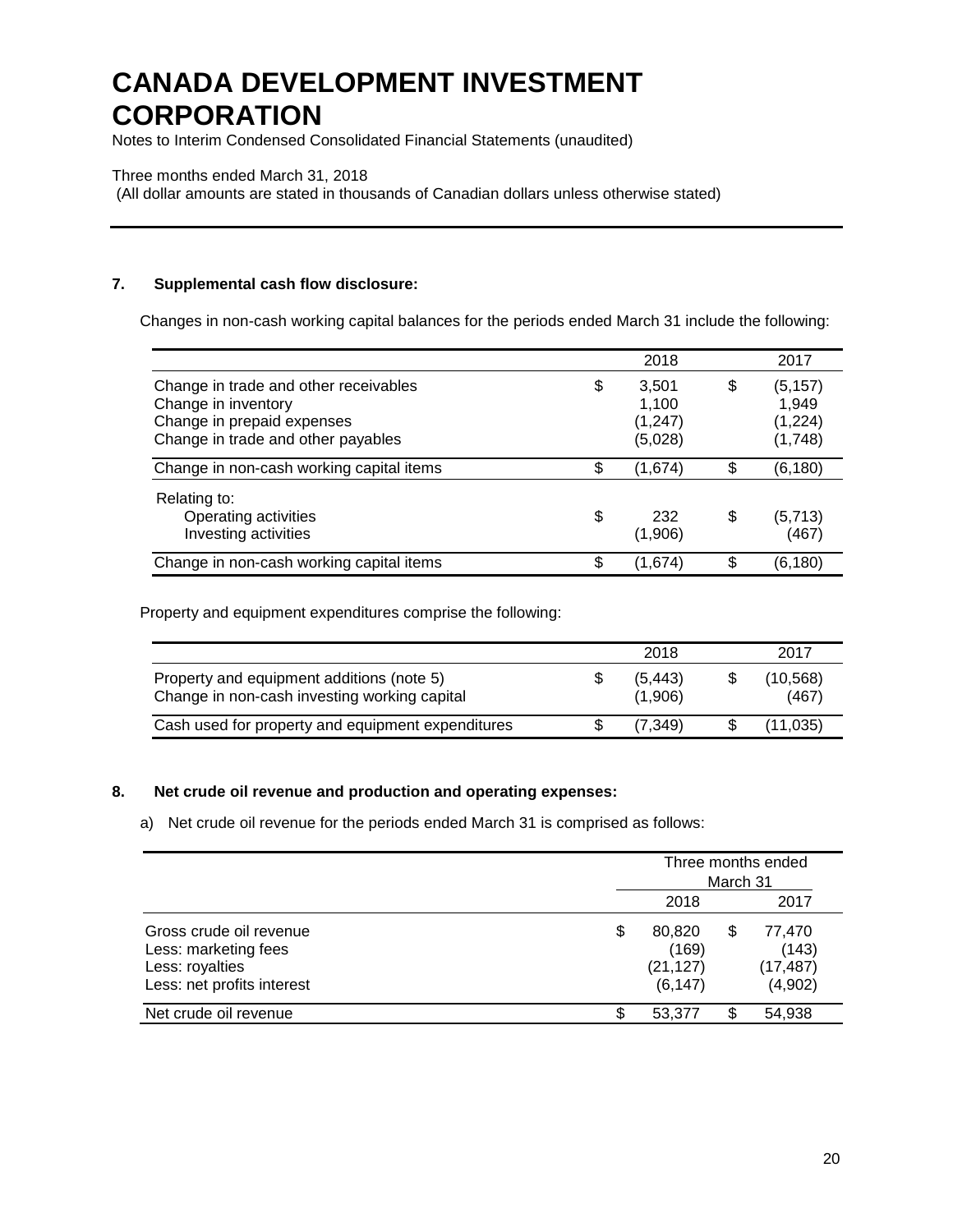# CANADA DEVELOPMENT INVESTMENT CORPORATION

Notes to Interim Condensed Consolidated Financial Statements (unaudited)

Three months ended March 31, 2018
(All dollar amounts are stated in thousands of Canadian dollars unless otherwise stated)

### 7. Supplemental cash flow disclosure:

Changes in non-cash working capital balances for the periods ended March 31 include the following:

| | 2018 | 2017 |
|---|---|---|
| Change in trade and other receivables | $ 3,501 | $ (5,157) |
| Change in inventory | 1,100 | 1,949 |
| Change in prepaid expenses | (1,247) | (1,224) |
| Change in trade and other payables | (5,028) | (1,748) |
| Change in non-cash working capital items | $ (1,674) | $ (6,180) |
| Relating to: | | |
| Operating activities | $ 232 | $ (5,713) |
| Investing activities | (1,906) | (467) |
| Change in non-cash working capital items | $ (1,674) | $ (6,180) |

Property and equipment expenditures comprise the following:

| | 2018 | 2017 |
|---|---|---|
| Property and equipment additions (note 5) | $ (5,443) | $ (10,568) |
| Change in non-cash investing working capital | (1,906) | (467) |
| Cash used for property and equipment expenditures | $ (7,349) | $ (11,035) |

### 8. Net crude oil revenue and production and operating expenses:

a) Net crude oil revenue for the periods ended March 31 is comprised as follows:

| | Three months ended March 31 | |
|---|---|---|
| | 2018 | 2017 |
| Gross crude oil revenue | $ 80,820 | $ 77,470 |
| Less: marketing fees | (169) | (143) |
| Less: royalties | (21,127) | (17,487) |
| Less: net profits interest | (6,147) | (4,902) |
| Net crude oil revenue | $ 53,377 | $ 54,938 |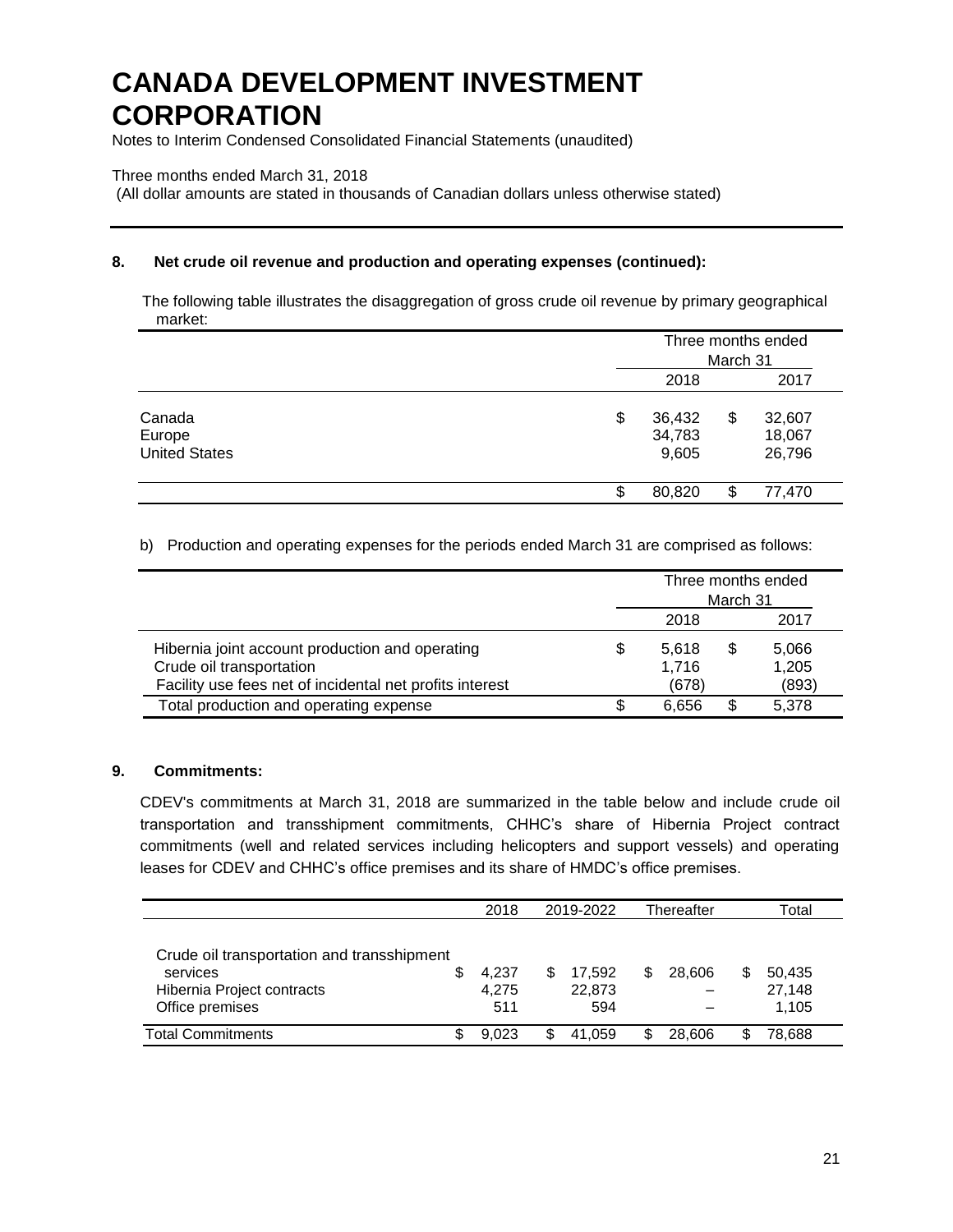# CANADA DEVELOPMENT INVESTMENT CORPORATION

Notes to Interim Condensed Consolidated Financial Statements (unaudited)

Three months ended March 31, 2018

(All dollar amounts are stated in thousands of Canadian dollars unless otherwise stated)

### 8. Net crude oil revenue and production and operating expenses (continued):

The following table illustrates the disaggregation of gross crude oil revenue by primary geographical market:

| | Three months ended March 31 | |
|---|---|---|
| | 2018 | 2017 |
| Canada | $ 36,432 | $ 32,607 |
| Europe | 34,783 | 18,067 |
| United States | 9,605 | 26,796 |
| | $ 80,820 | $ 77,470 |

b) Production and operating expenses for the periods ended March 31 are comprised as follows:

| | Three months ended March 31 | |
|---|---|---|
| | 2018 | 2017 |
| Hibernia joint account production and operating | $ 5,618 | $ 5,066 |
| Crude oil transportation | 1,716 | 1,205 |
| Facility use fees net of incidental net profits interest | (678) | (893) |
| Total production and operating expense | $ 6,656 | $ 5,378 |

### 9. Commitments:

CDEV's commitments at March 31, 2018 are summarized in the table below and include crude oil transportation and transshipment commitments, CHHC's share of Hibernia Project contract commitments (well and related services including helicopters and support vessels) and operating leases for CDEV and CHHC's office premises and its share of HMDC's office premises.

| | 2018 | 2019-2022 | Thereafter | Total |
|---|---|---|---|---|
| Crude oil transportation and transshipment services | $ 4,237 | $ 17,592 | $ 28,606 | $ 50,435 |
| Hibernia Project contracts | 4,275 | 22,873 | – | 27,148 |
| Office premises | 511 | 594 | – | 1,105 |
| Total Commitments | $ 9,023 | $ 41,059 | $ 28,606 | $ 78,688 |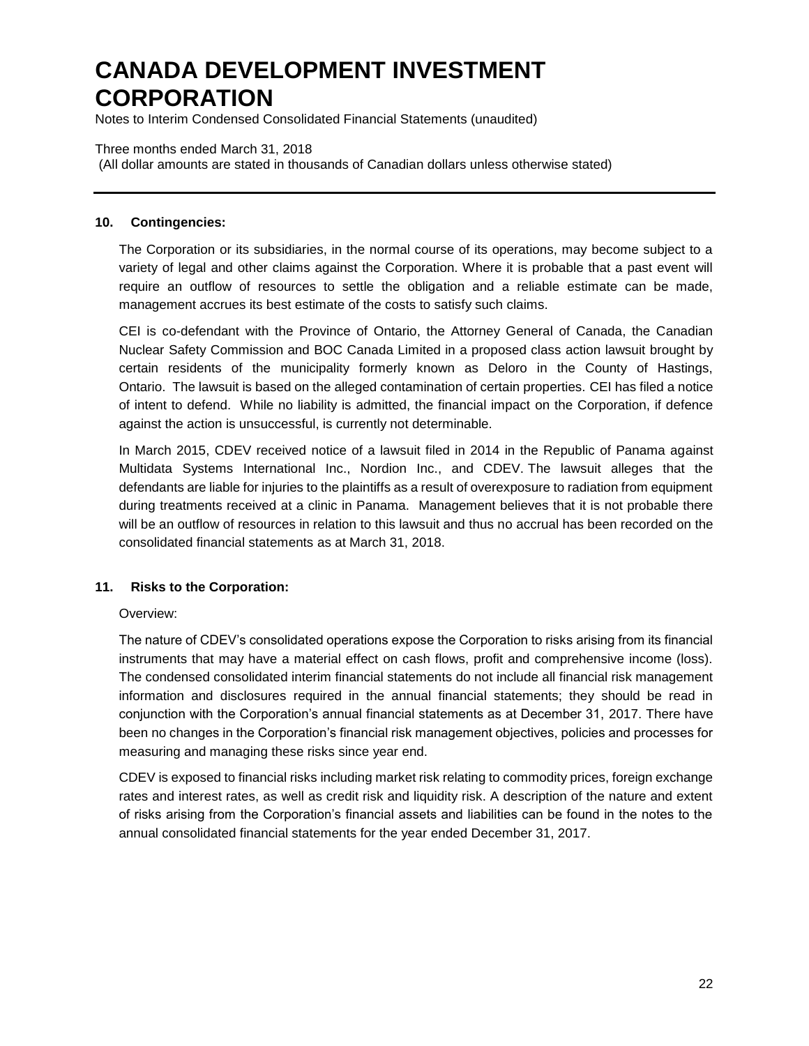# CANADA DEVELOPMENT INVESTMENT CORPORATION

Notes to Interim Condensed Consolidated Financial Statements (unaudited)

Three months ended March 31, 2018
(All dollar amounts are stated in thousands of Canadian dollars unless otherwise stated)

---

## 10. Contingencies:

The Corporation or its subsidiaries, in the normal course of its operations, may become subject to a variety of legal and other claims against the Corporation. Where it is probable that a past event will require an outflow of resources to settle the obligation and a reliable estimate can be made, management accrues its best estimate of the costs to satisfy such claims.

CEI is co-defendant with the Province of Ontario, the Attorney General of Canada, the Canadian Nuclear Safety Commission and BOC Canada Limited in a proposed class action lawsuit brought by certain residents of the municipality formerly known as Deloro in the County of Hastings, Ontario. The lawsuit is based on the alleged contamination of certain properties. CEI has filed a notice of intent to defend. While no liability is admitted, the financial impact on the Corporation, if defence against the action is unsuccessful, is currently not determinable.

In March 2015, CDEV received notice of a lawsuit filed in 2014 in the Republic of Panama against Multidata Systems International Inc., Nordion Inc., and CDEV. The lawsuit alleges that the defendants are liable for injuries to the plaintiffs as a result of overexposure to radiation from equipment during treatments received at a clinic in Panama. Management believes that it is not probable there will be an outflow of resources in relation to this lawsuit and thus no accrual has been recorded on the consolidated financial statements as at March 31, 2018.

## 11. Risks to the Corporation:

Overview:

The nature of CDEV's consolidated operations expose the Corporation to risks arising from its financial instruments that may have a material effect on cash flows, profit and comprehensive income (loss). The condensed consolidated interim financial statements do not include all financial risk management information and disclosures required in the annual financial statements; they should be read in conjunction with the Corporation's annual financial statements as at December 31, 2017. There have been no changes in the Corporation's financial risk management objectives, policies and processes for measuring and managing these risks since year end.

CDEV is exposed to financial risks including market risk relating to commodity prices, foreign exchange rates and interest rates, as well as credit risk and liquidity risk. A description of the nature and extent of risks arising from the Corporation's financial assets and liabilities can be found in the notes to the annual consolidated financial statements for the year ended December 31, 2017.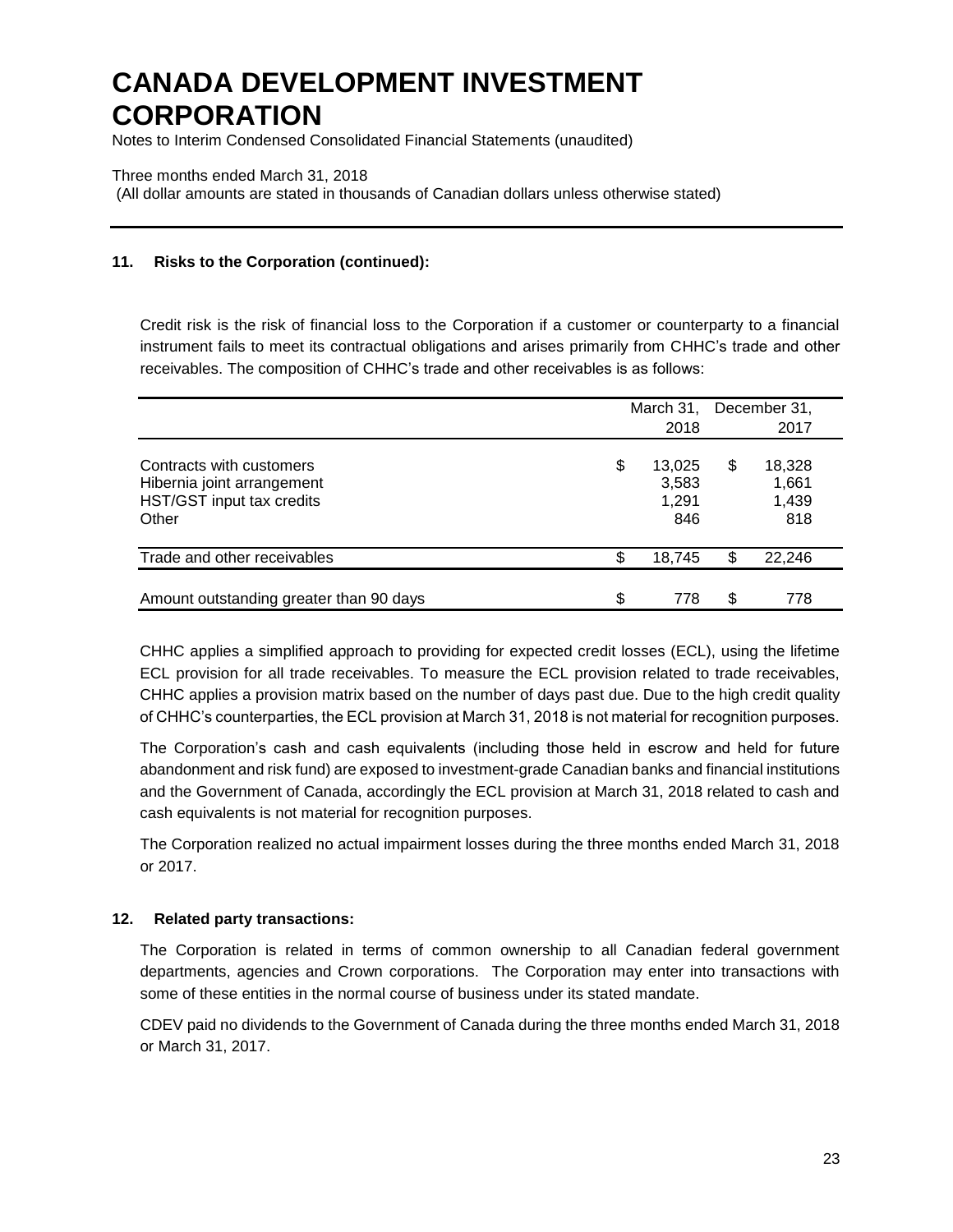# CANADA DEVELOPMENT INVESTMENT CORPORATION

Notes to Interim Condensed Consolidated Financial Statements (unaudited)

Three months ended March 31, 2018
(All dollar amounts are stated in thousands of Canadian dollars unless otherwise stated)

### 11. Risks to the Corporation (continued):

Credit risk is the risk of financial loss to the Corporation if a customer or counterparty to a financial instrument fails to meet its contractual obligations and arises primarily from CHHC's trade and other receivables. The composition of CHHC's trade and other receivables is as follows:

| | March 31, 2018 | December 31, 2017 |
|---|---|---|
| Contracts with customers | $ 13,025 | $ 18,328 |
| Hibernia joint arrangement | 3,583 | 1,661 |
| HST/GST input tax credits | 1,291 | 1,439 |
| Other | 846 | 818 |
| Trade and other receivables | $ 18,745 | $ 22,246 |
| Amount outstanding greater than 90 days | $ 778 | $ 778 |

CHHC applies a simplified approach to providing for expected credit losses (ECL), using the lifetime ECL provision for all trade receivables. To measure the ECL provision related to trade receivables, CHHC applies a provision matrix based on the number of days past due. Due to the high credit quality of CHHC's counterparties, the ECL provision at March 31, 2018 is not material for recognition purposes.

The Corporation's cash and cash equivalents (including those held in escrow and held for future abandonment and risk fund) are exposed to investment-grade Canadian banks and financial institutions and the Government of Canada, accordingly the ECL provision at March 31, 2018 related to cash and cash equivalents is not material for recognition purposes.

The Corporation realized no actual impairment losses during the three months ended March 31, 2018 or 2017.

### 12. Related party transactions:

The Corporation is related in terms of common ownership to all Canadian federal government departments, agencies and Crown corporations. The Corporation may enter into transactions with some of these entities in the normal course of business under its stated mandate.

CDEV paid no dividends to the Government of Canada during the three months ended March 31, 2018 or March 31, 2017.